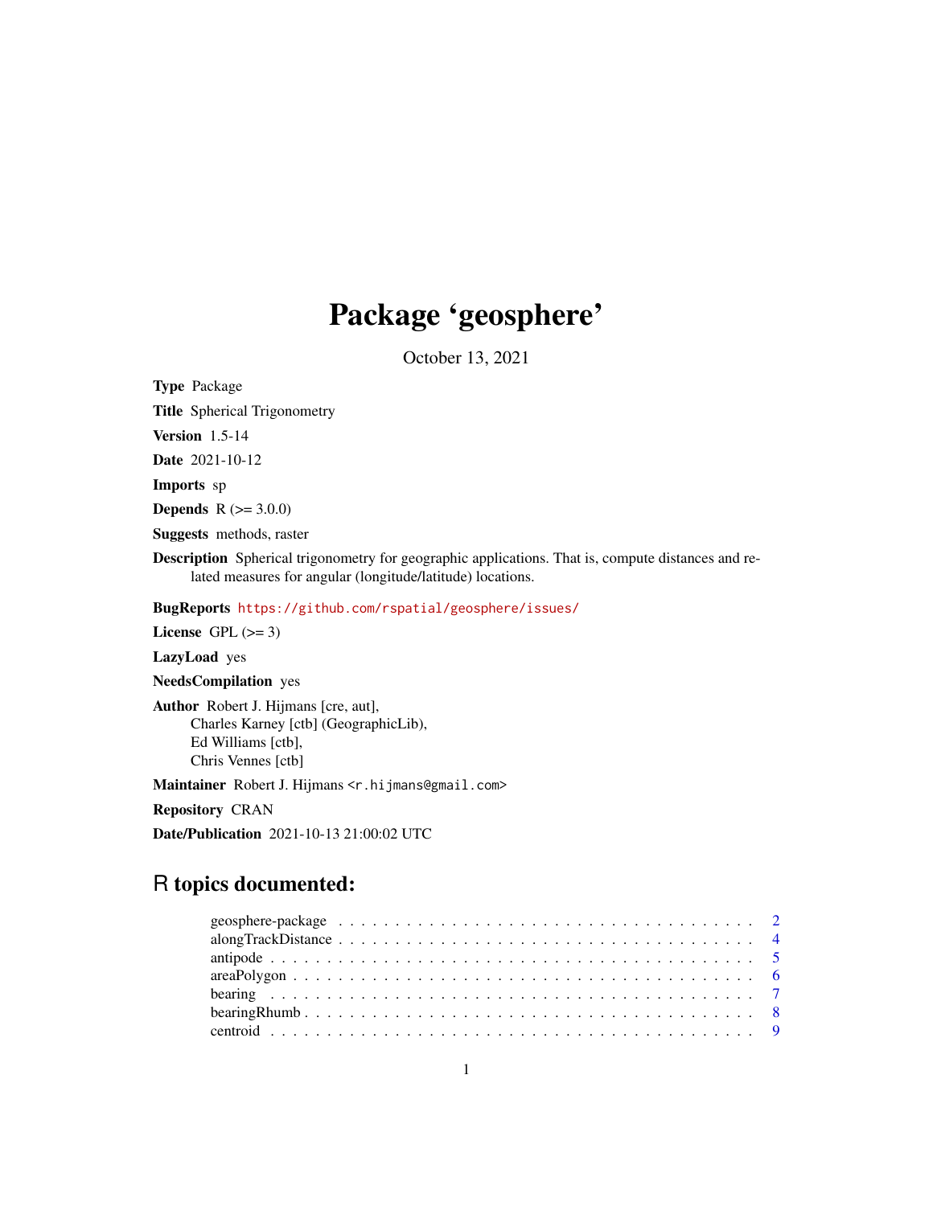# Package 'geosphere'

October 13, 2021

**Type** Package

**Title** Spherical Trigonometry

**Version** 1.5-14

**Date** 2021-10-12

**Imports** sp

**Depends** R (>= 3.0.0)

**Suggests** methods, raster

**Description** Spherical trigonometry for geographic applications. That is, compute distances and related measures for angular (longitude/latitude) locations.

**BugReports** https://github.com/rspatial/geosphere/issues/

**License** GPL (>= 3)

**LazyLoad** yes

**NeedsCompilation** yes

**Author** Robert J. Hijmans [cre, aut],
Charles Karney [ctb] (GeographicLib),
Ed Williams [ctb],
Chris Vennes [ctb]

**Maintainer** Robert J. Hijmans <r.hijmans@gmail.com>

**Repository** CRAN

**Date/Publication** 2021-10-13 21:00:02 UTC

## R topics documented:

geosphere-package . . . . . . . . . . . . . . . . . . . . . . . . . . . . . . . . . . . . 2
alongTrackDistance . . . . . . . . . . . . . . . . . . . . . . . . . . . . . . . . . . . . 4
antipode . . . . . . . . . . . . . . . . . . . . . . . . . . . . . . . . . . . . . . . . . 5
areaPolygon . . . . . . . . . . . . . . . . . . . . . . . . . . . . . . . . . . . . . . . 6
bearing . . . . . . . . . . . . . . . . . . . . . . . . . . . . . . . . . . . . . . . . . . 7
bearingRhumb . . . . . . . . . . . . . . . . . . . . . . . . . . . . . . . . . . . . . . 8
centroid . . . . . . . . . . . . . . . . . . . . . . . . . . . . . . . . . . . . . . . . . 9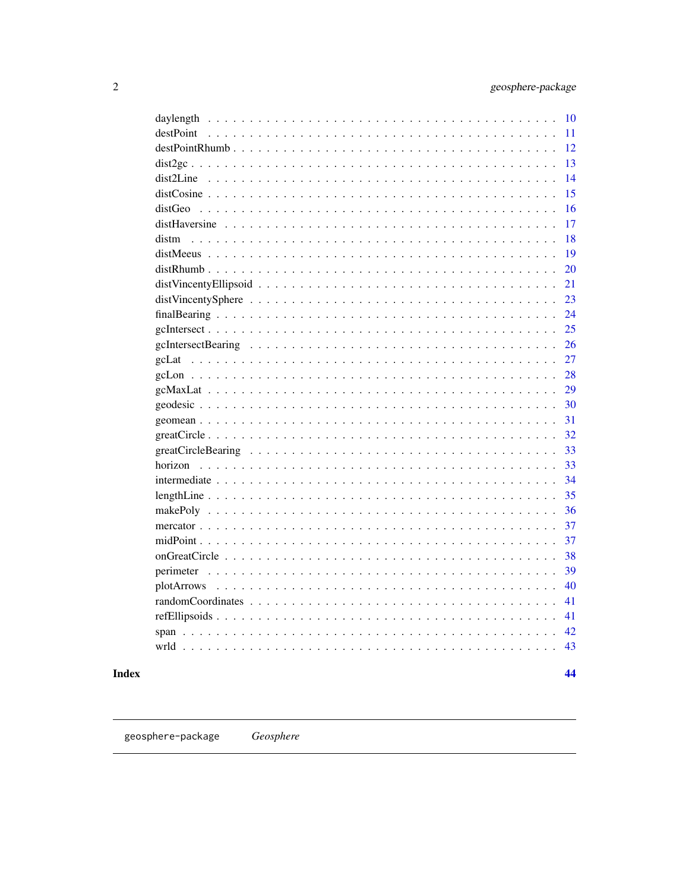daylength . . . . . . . . . . . . . . . . . . . . . . . . . . . . . . . . . . . . . . . . 10
destPoint . . . . . . . . . . . . . . . . . . . . . . . . . . . . . . . . . . . . . . . . 11
destPointRhumb . . . . . . . . . . . . . . . . . . . . . . . . . . . . . . . . . . . . . 12
dist2gc . . . . . . . . . . . . . . . . . . . . . . . . . . . . . . . . . . . . . . . . . 13
dist2Line . . . . . . . . . . . . . . . . . . . . . . . . . . . . . . . . . . . . . . . . 14
distCosine . . . . . . . . . . . . . . . . . . . . . . . . . . . . . . . . . . . . . . . 15
distGeo . . . . . . . . . . . . . . . . . . . . . . . . . . . . . . . . . . . . . . . . . 16
distHaversine . . . . . . . . . . . . . . . . . . . . . . . . . . . . . . . . . . . . . 17
distm . . . . . . . . . . . . . . . . . . . . . . . . . . . . . . . . . . . . . . . . . . 18
distMeeus . . . . . . . . . . . . . . . . . . . . . . . . . . . . . . . . . . . . . . . . 19
distRhumb . . . . . . . . . . . . . . . . . . . . . . . . . . . . . . . . . . . . . . . . 20
distVincentyEllipsoid . . . . . . . . . . . . . . . . . . . . . . . . . . . . . . . . . 21
distVincentySphere . . . . . . . . . . . . . . . . . . . . . . . . . . . . . . . . . . 23
finalBearing . . . . . . . . . . . . . . . . . . . . . . . . . . . . . . . . . . . . . . 24
gcIntersect . . . . . . . . . . . . . . . . . . . . . . . . . . . . . . . . . . . . . . . 25
gcIntersectBearing . . . . . . . . . . . . . . . . . . . . . . . . . . . . . . . . . . 26
gcLat . . . . . . . . . . . . . . . . . . . . . . . . . . . . . . . . . . . . . . . . . . 27
gcLon . . . . . . . . . . . . . . . . . . . . . . . . . . . . . . . . . . . . . . . . . . 28
gcMaxLat . . . . . . . . . . . . . . . . . . . . . . . . . . . . . . . . . . . . . . . . 29
geodesic . . . . . . . . . . . . . . . . . . . . . . . . . . . . . . . . . . . . . . . . 30
geomean . . . . . . . . . . . . . . . . . . . . . . . . . . . . . . . . . . . . . . . . 31
greatCircle . . . . . . . . . . . . . . . . . . . . . . . . . . . . . . . . . . . . . . . 32
greatCircleBearing . . . . . . . . . . . . . . . . . . . . . . . . . . . . . . . . . . 33
horizon . . . . . . . . . . . . . . . . . . . . . . . . . . . . . . . . . . . . . . . . . 33
intermediate . . . . . . . . . . . . . . . . . . . . . . . . . . . . . . . . . . . . . . 34
lengthLine . . . . . . . . . . . . . . . . . . . . . . . . . . . . . . . . . . . . . . . 35
makePoly . . . . . . . . . . . . . . . . . . . . . . . . . . . . . . . . . . . . . . . . 36
mercator . . . . . . . . . . . . . . . . . . . . . . . . . . . . . . . . . . . . . . . . 37
midPoint . . . . . . . . . . . . . . . . . . . . . . . . . . . . . . . . . . . . . . . . 37
onGreatCircle . . . . . . . . . . . . . . . . . . . . . . . . . . . . . . . . . . . . . 38
perimeter . . . . . . . . . . . . . . . . . . . . . . . . . . . . . . . . . . . . . . . . 39
plotArrows . . . . . . . . . . . . . . . . . . . . . . . . . . . . . . . . . . . . . . . 40
randomCoordinates . . . . . . . . . . . . . . . . . . . . . . . . . . . . . . . . . . 41
refEllipsoids . . . . . . . . . . . . . . . . . . . . . . . . . . . . . . . . . . . . . . 41
span . . . . . . . . . . . . . . . . . . . . . . . . . . . . . . . . . . . . . . . . . . 42
wrld . . . . . . . . . . . . . . . . . . . . . . . . . . . . . . . . . . . . . . . . . . 43

**Index** **44**

---

`geosphere-package` *Geosphere*

---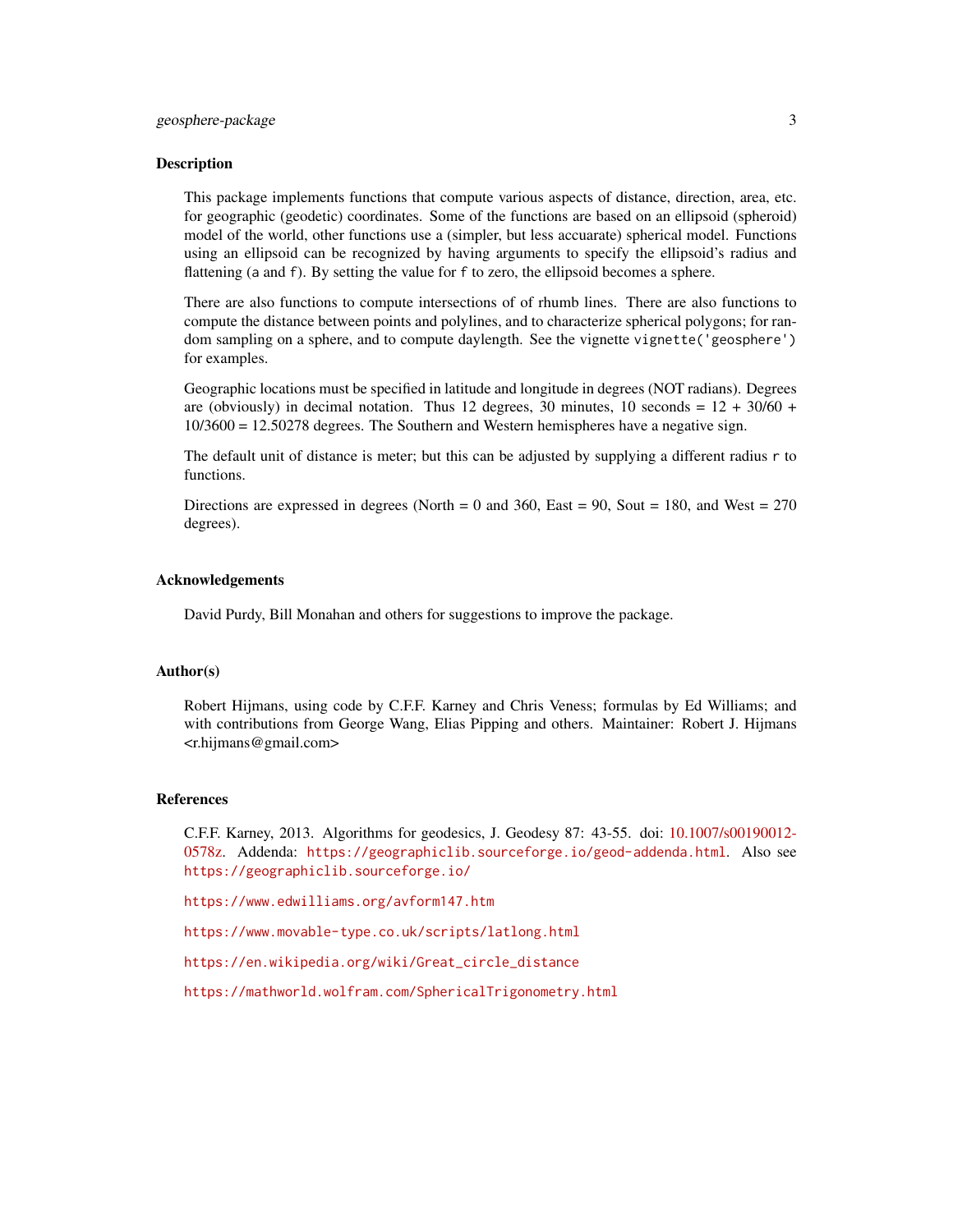### Description

This package implements functions that compute various aspects of distance, direction, area, etc. for geographic (geodetic) coordinates. Some of the functions are based on an ellipsoid (spheroid) model of the world, other functions use a (simpler, but less accuarate) spherical model. Functions using an ellipsoid can be recognized by having arguments to specify the ellipsoid's radius and flattening (`a` and `f`). By setting the value for `f` to zero, the ellipsoid becomes a sphere.

There are also functions to compute intersections of of rhumb lines. There are also functions to compute the distance between points and polylines, and to characterize spherical polygons; for random sampling on a sphere, and to compute daylength. See the vignette `vignette('geosphere')` for examples.

Geographic locations must be specified in latitude and longitude in degrees (NOT radians). Degrees are (obviously) in decimal notation. Thus 12 degrees, 30 minutes, 10 seconds = 12 + 30/60 + 10/3600 = 12.50278 degrees. The Southern and Western hemispheres have a negative sign.

The default unit of distance is meter; but this can be adjusted by supplying a different radius `r` to functions.

Directions are expressed in degrees (North = 0 and 360, East = 90, Sout = 180, and West = 270 degrees).

### Acknowledgements

David Purdy, Bill Monahan and others for suggestions to improve the package.

### Author(s)

Robert Hijmans, using code by C.F.F. Karney and Chris Veness; formulas by Ed Williams; and with contributions from George Wang, Elias Pipping and others. Maintainer: Robert J. Hijmans <r.hijmans@gmail.com>

### References

C.F.F. Karney, 2013. Algorithms for geodesics, J. Geodesy 87: 43-55. doi: 10.1007/s00190012-0578z. Addenda: https://geographiclib.sourceforge.io/geod-addenda.html. Also see https://geographiclib.sourceforge.io/

https://www.edwilliams.org/avform147.htm

https://www.movable-type.co.uk/scripts/latlong.html

https://en.wikipedia.org/wiki/Great_circle_distance

https://mathworld.wolfram.com/SphericalTrigonometry.html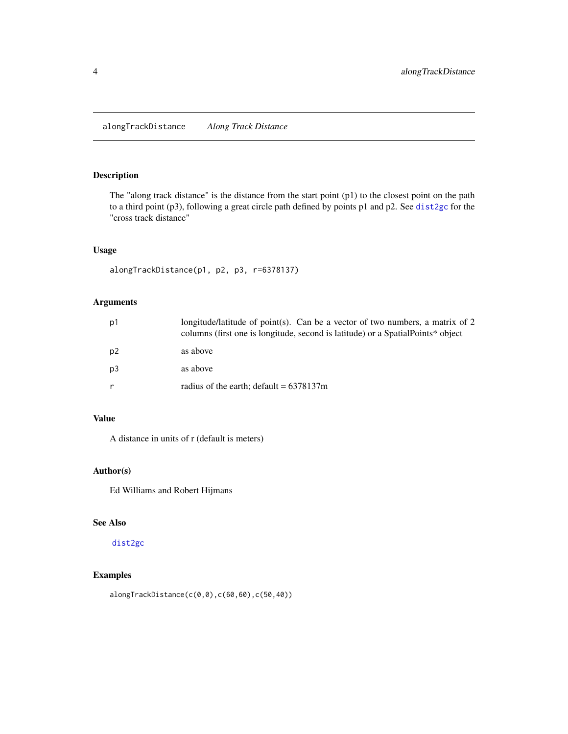## alongTrackDistance *Along Track Distance*

### Description

The "along track distance" is the distance from the start point (p1) to the closest point on the path to a third point (p3), following a great circle path defined by points p1 and p2. See dist2gc for the "cross track distance"

### Usage

```
alongTrackDistance(p1, p2, p3, r=6378137)
```

### Arguments

| | |
|---|---|
| p1 | longitude/latitude of point(s). Can be a vector of two numbers, a matrix of 2 columns (first one is longitude, second is latitude) or a SpatialPoints* object |
| p2 | as above |
| p3 | as above |
| r | radius of the earth; default = 6378137m |

### Value

A distance in units of r (default is meters)

### Author(s)

Ed Williams and Robert Hijmans

### See Also

dist2gc

### Examples

```
alongTrackDistance(c(0,0),c(60,60),c(50,40))
```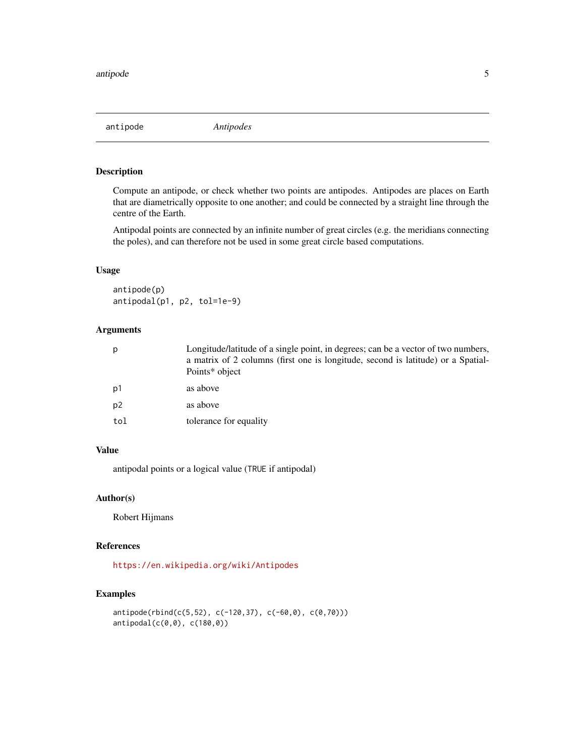## antipode — *Antipodes*

### Description

Compute an antipode, or check whether two points are antipodes. Antipodes are places on Earth that are diametrically opposite to one another; and could be connected by a straight line through the centre of the Earth.

Antipodal points are connected by an infinite number of great circles (e.g. the meridians connecting the poles), and can therefore not be used in some great circle based computations.

### Usage

```
antipode(p)
antipodal(p1, p2, tol=1e-9)
```

### Arguments

| | |
|---|---|
| p | Longitude/latitude of a single point, in degrees; can be a vector of two numbers, a matrix of 2 columns (first one is longitude, second is latitude) or a SpatialPoints* object |
| p1 | as above |
| p2 | as above |
| tol | tolerance for equality |

### Value

antipodal points or a logical value (TRUE if antipodal)

### Author(s)

Robert Hijmans

### References

https://en.wikipedia.org/wiki/Antipodes

### Examples

```
antipode(rbind(c(5,52), c(-120,37), c(-60,0), c(0,70)))
antipodal(c(0,0), c(180,0))
```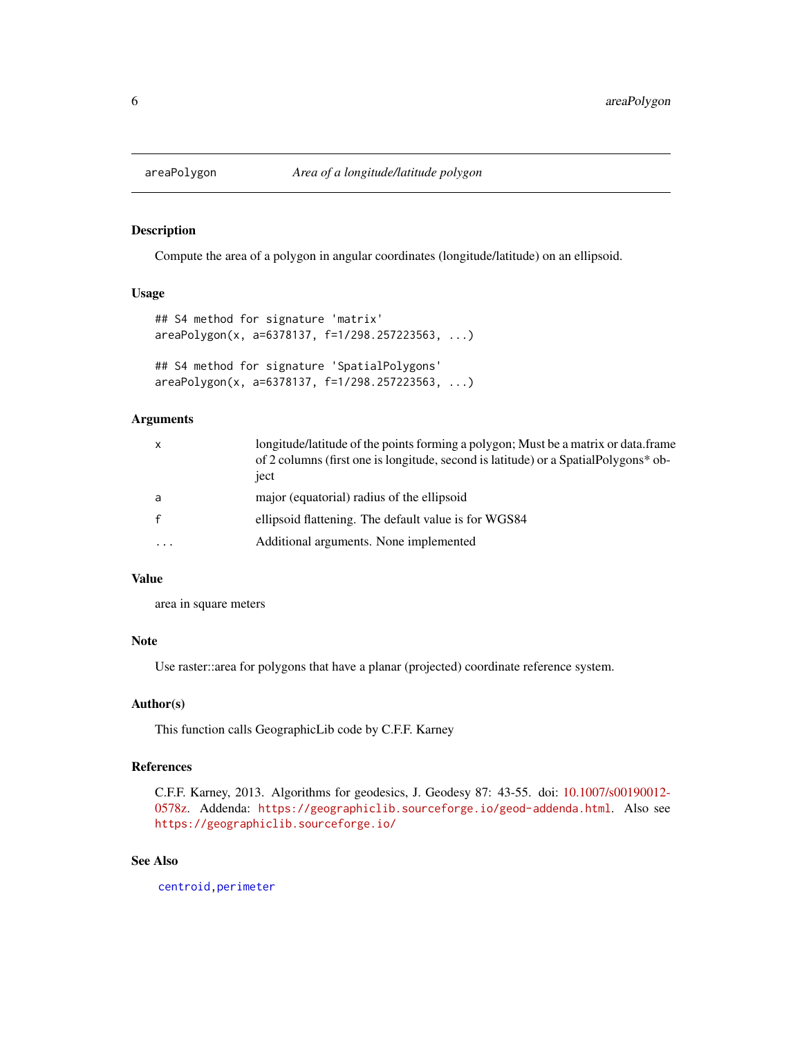## areaPolygon — *Area of a longitude/latitude polygon*

### Description

Compute the area of a polygon in angular coordinates (longitude/latitude) on an ellipsoid.

### Usage

```
## S4 method for signature 'matrix'
areaPolygon(x, a=6378137, f=1/298.257223563, ...)

## S4 method for signature 'SpatialPolygons'
areaPolygon(x, a=6378137, f=1/298.257223563, ...)
```

### Arguments

| | |
|---|---|
| `x` | longitude/latitude of the points forming a polygon; Must be a matrix or data.frame of 2 columns (first one is longitude, second is latitude) or a SpatialPolygons* object |
| `a` | major (equatorial) radius of the ellipsoid |
| `f` | ellipsoid flattening. The default value is for WGS84 |
| `...` | Additional arguments. None implemented |

### Value

area in square meters

### Note

Use raster::area for polygons that have a planar (projected) coordinate reference system.

### Author(s)

This function calls GeographicLib code by C.F.F. Karney

### References

C.F.F. Karney, 2013. Algorithms for geodesics, J. Geodesy 87: 43-55. doi: 10.1007/s00190012-0578z. Addenda: `https://geographiclib.sourceforge.io/geod-addenda.html`. Also see `https://geographiclib.sourceforge.io/`

### See Also

`centroid,perimeter`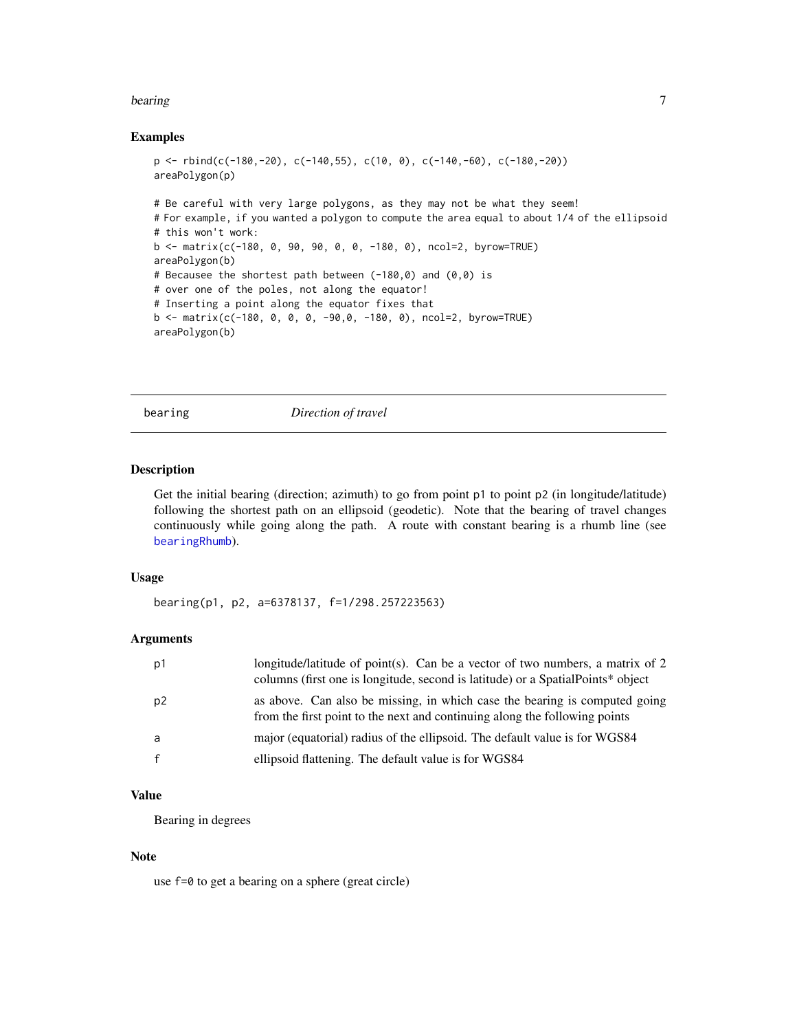## Examples

```
p <- rbind(c(-180,-20), c(-140,55), c(10, 0), c(-140,-60), c(-180,-20))
areaPolygon(p)

# Be careful with very large polygons, as they may not be what they seem!
# For example, if you wanted a polygon to compute the area equal to about 1/4 of the ellipsoid
# this won't work:
b <- matrix(c(-180, 0, 90, 90, 0, 0, -180, 0), ncol=2, byrow=TRUE)
areaPolygon(b)
# Becausee the shortest path between (-180,0) and (0,0) is
# over one of the poles, not along the equator!
# Inserting a point along the equator fixes that
b <- matrix(c(-180, 0, 0, 0, -90,0, -180, 0), ncol=2, byrow=TRUE)
areaPolygon(b)
```

---

# bearing *Direction of travel*

## Description

Get the initial bearing (direction; azimuth) to go from point p1 to point p2 (in longitude/latitude) following the shortest path on an ellipsoid (geodetic). Note that the bearing of travel changes continuously while going along the path. A route with constant bearing is a rhumb line (see bearingRhumb).

## Usage

```
bearing(p1, p2, a=6378137, f=1/298.257223563)
```

## Arguments

| | |
|---|---|
| p1 | longitude/latitude of point(s). Can be a vector of two numbers, a matrix of 2 columns (first one is longitude, second is latitude) or a SpatialPoints* object |
| p2 | as above. Can also be missing, in which case the bearing is computed going from the first point to the next and continuing along the following points |
| a | major (equatorial) radius of the ellipsoid. The default value is for WGS84 |
| f | ellipsoid flattening. The default value is for WGS84 |

## Value

Bearing in degrees

## Note

use f=0 to get a bearing on a sphere (great circle)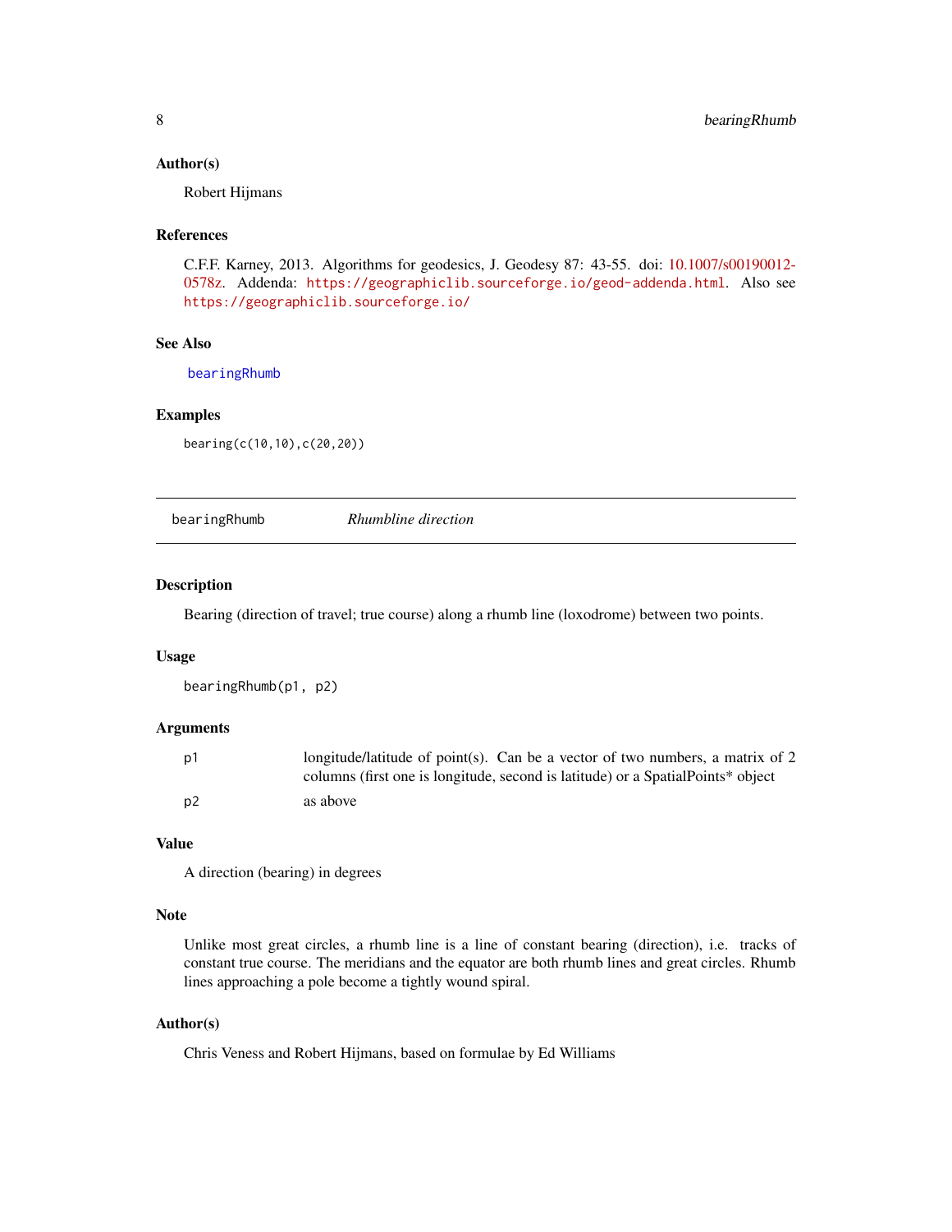### Author(s)

Robert Hijmans

### References

C.F.F. Karney, 2013. Algorithms for geodesics, J. Geodesy 87: 43-55. doi: 10.1007/s00190012-0578z. Addenda: `https://geographiclib.sourceforge.io/geod-addenda.html`. Also see `https://geographiclib.sourceforge.io/`

### See Also

`bearingRhumb`

### Examples

```
bearing(c(10,10),c(20,20))
```

---

## bearingRhumb &nbsp;&nbsp;&nbsp; *Rhumbline direction*

---

### Description

Bearing (direction of travel; true course) along a rhumb line (loxodrome) between two points.

### Usage

```
bearingRhumb(p1, p2)
```

### Arguments

| | |
|---|---|
| p1 | longitude/latitude of point(s). Can be a vector of two numbers, a matrix of 2 columns (first one is longitude, second is latitude) or a SpatialPoints* object |
| p2 | as above |

### Value

A direction (bearing) in degrees

### Note

Unlike most great circles, a rhumb line is a line of constant bearing (direction), i.e. tracks of constant true course. The meridians and the equator are both rhumb lines and great circles. Rhumb lines approaching a pole become a tightly wound spiral.

### Author(s)

Chris Veness and Robert Hijmans, based on formulae by Ed Williams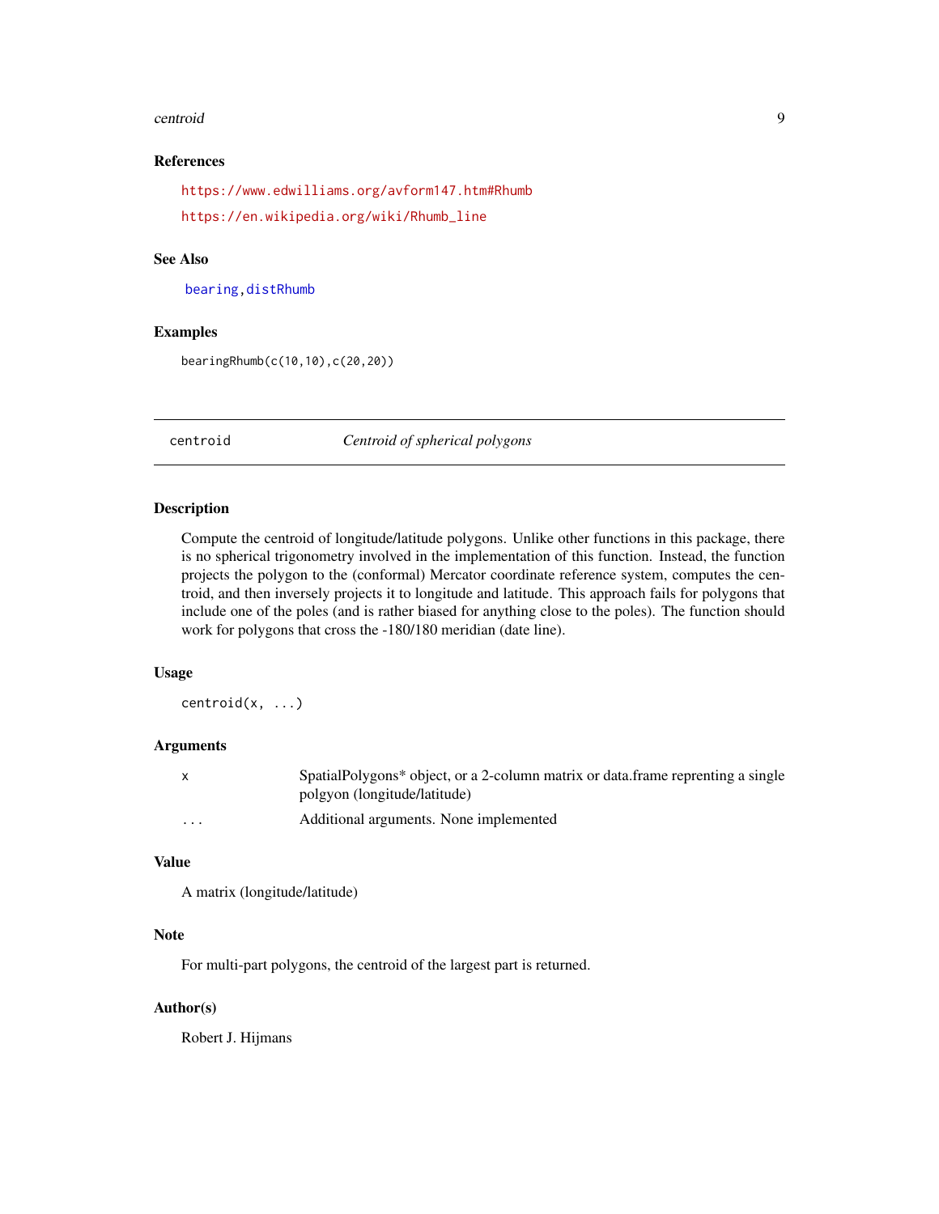### References

https://www.edwilliams.org/avform147.htm#Rhumb

https://en.wikipedia.org/wiki/Rhumb_line

### See Also

bearing, distRhumb

### Examples

```
bearingRhumb(c(10,10),c(20,20))
```

---

## centroid — *Centroid of spherical polygons*

### Description

Compute the centroid of longitude/latitude polygons. Unlike other functions in this package, there is no spherical trigonometry involved in the implementation of this function. Instead, the function projects the polygon to the (conformal) Mercator coordinate reference system, computes the centroid, and then inversely projects it to longitude and latitude. This approach fails for polygons that include one of the poles (and is rather biased for anything close to the poles). The function should work for polygons that cross the -180/180 meridian (date line).

### Usage

```
centroid(x, ...)
```

### Arguments

| | |
|---|---|
| x | SpatialPolygons* object, or a 2-column matrix or data.frame reprenting a single polgyon (longitude/latitude) |
| ... | Additional arguments. None implemented |

### Value

A matrix (longitude/latitude)

### Note

For multi-part polygons, the centroid of the largest part is returned.

### Author(s)

Robert J. Hijmans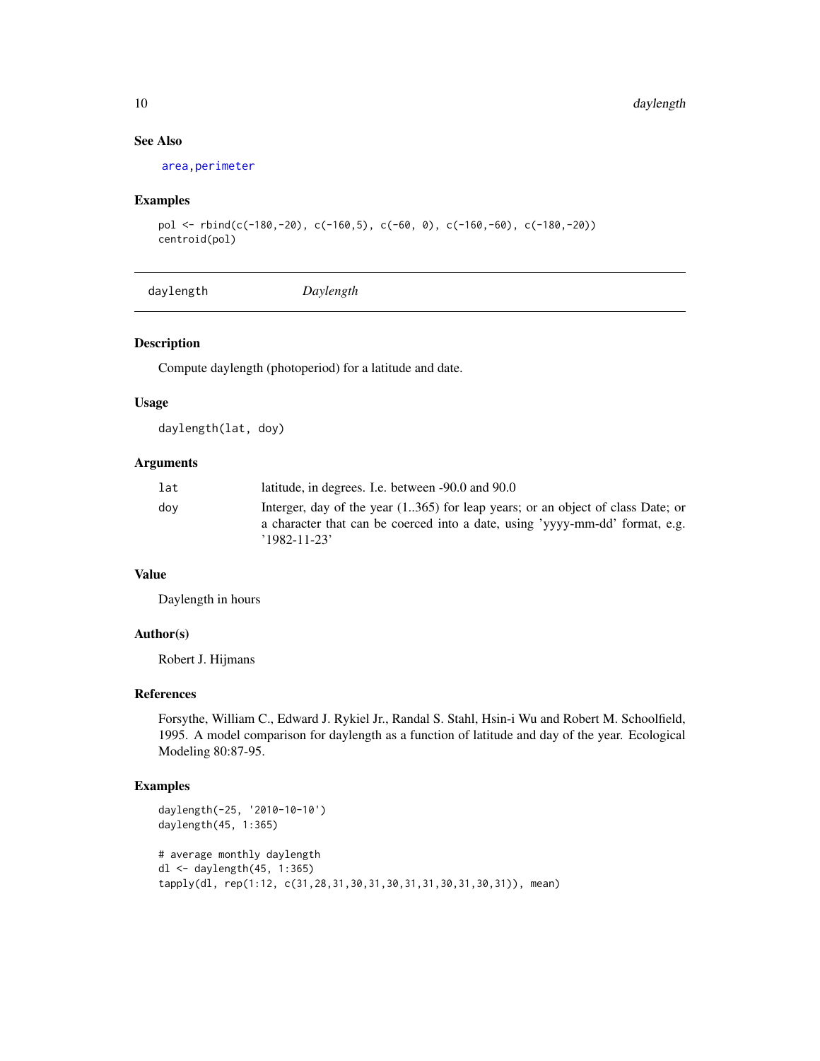### See Also

area, perimeter

### Examples

```
pol <- rbind(c(-180,-20), c(-160,5), c(-60, 0), c(-160,-60), c(-180,-20))
centroid(pol)
```

---

## daylength *Daylength*

---

### Description

Compute daylength (photoperiod) for a latitude and date.

### Usage

```
daylength(lat, doy)
```

### Arguments

| | |
|---|---|
| lat | latitude, in degrees. I.e. between -90.0 and 90.0 |
| doy | Interger, day of the year (1..365) for leap years; or an object of class Date; or a character that can be coerced into a date, using 'yyyy-mm-dd' format, e.g. '1982-11-23' |

### Value

Daylength in hours

### Author(s)

Robert J. Hijmans

### References

Forsythe, William C., Edward J. Rykiel Jr., Randal S. Stahl, Hsin-i Wu and Robert M. Schoolfield, 1995. A model comparison for daylength as a function of latitude and day of the year. Ecological Modeling 80:87-95.

### Examples

```
daylength(-25, '2010-10-10')
daylength(45, 1:365)

# average monthly daylength
dl <- daylength(45, 1:365)
tapply(dl, rep(1:12, c(31,28,31,30,31,30,31,31,30,31,30,31)), mean)
```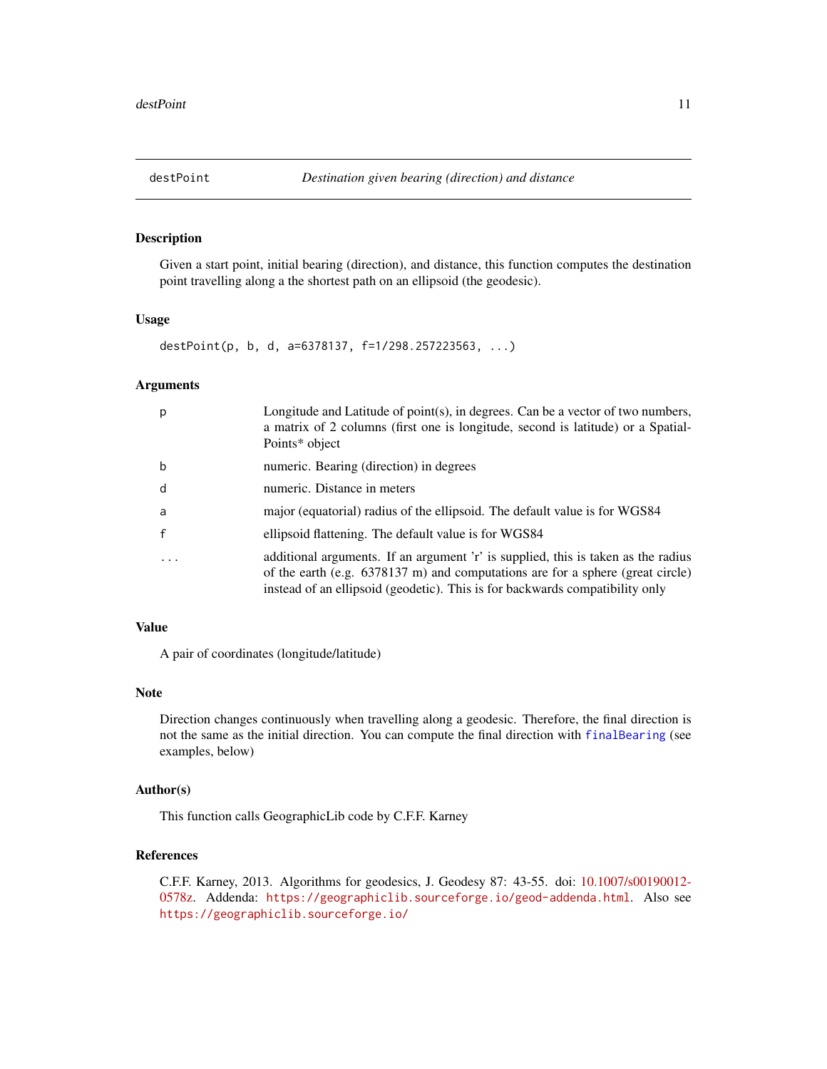# destPoint — *Destination given bearing (direction) and distance*

## Description

Given a start point, initial bearing (direction), and distance, this function computes the destination point travelling along a the shortest path on an ellipsoid (the geodesic).

## Usage

```
destPoint(p, b, d, a=6378137, f=1/298.257223563, ...)
```

## Arguments

| | |
|---|---|
| `p` | Longitude and Latitude of point(s), in degrees. Can be a vector of two numbers, a matrix of 2 columns (first one is longitude, second is latitude) or a SpatialPoints* object |
| `b` | numeric. Bearing (direction) in degrees |
| `d` | numeric. Distance in meters |
| `a` | major (equatorial) radius of the ellipsoid. The default value is for WGS84 |
| `f` | ellipsoid flattening. The default value is for WGS84 |
| `...` | additional arguments. If an argument 'r' is supplied, this is taken as the radius of the earth (e.g. 6378137 m) and computations are for a sphere (great circle) instead of an ellipsoid (geodetic). This is for backwards compatibility only |

## Value

A pair of coordinates (longitude/latitude)

## Note

Direction changes continuously when travelling along a geodesic. Therefore, the final direction is not the same as the initial direction. You can compute the final direction with `finalBearing` (see examples, below)

## Author(s)

This function calls GeographicLib code by C.F.F. Karney

## References

C.F.F. Karney, 2013. Algorithms for geodesics, J. Geodesy 87: 43-55. doi: 10.1007/s00190012-0578z. Addenda: `https://geographiclib.sourceforge.io/geod-addenda.html`. Also see `https://geographiclib.sourceforge.io/`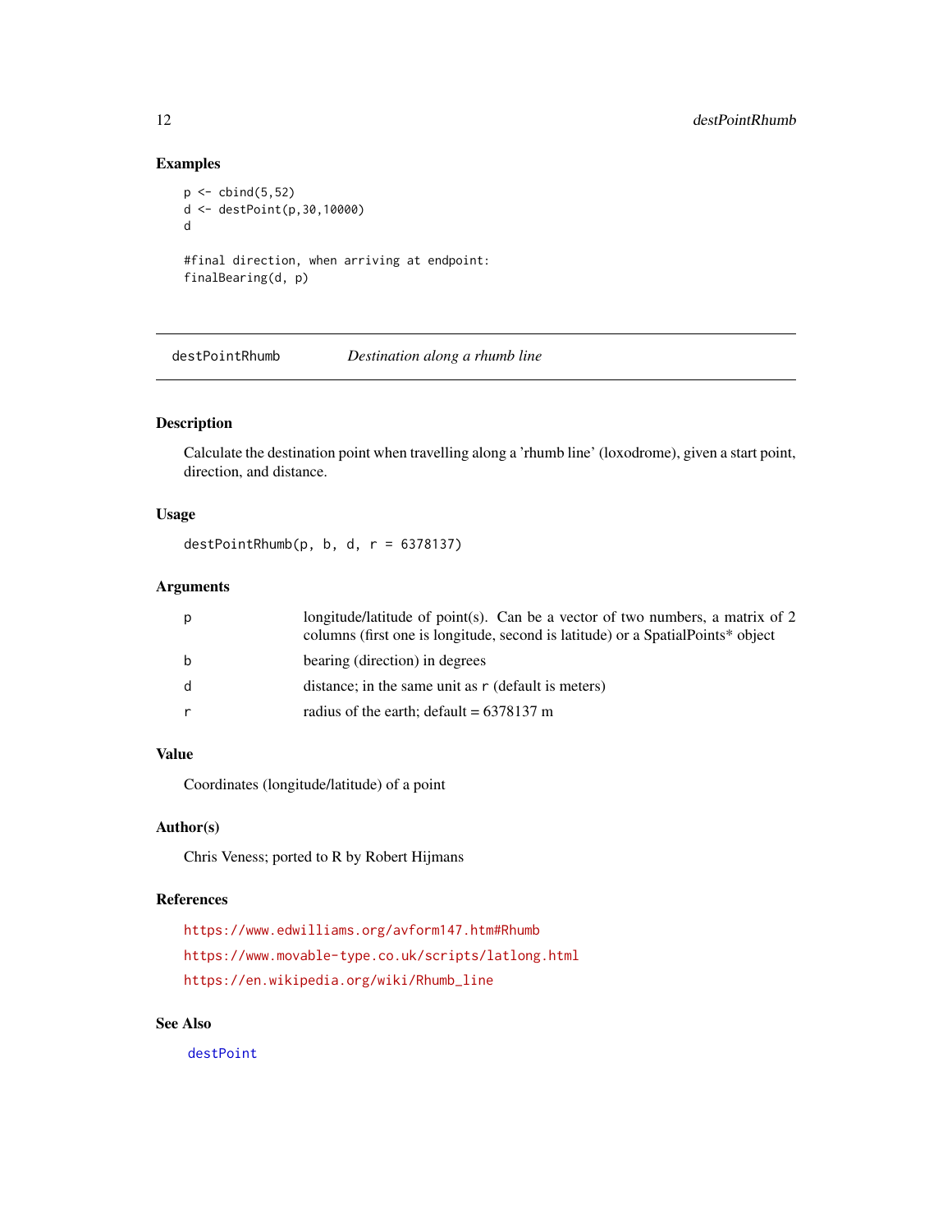## Examples

```
p <- cbind(5,52)
d <- destPoint(p,30,10000)
d

#final direction, when arriving at endpoint:
finalBearing(d, p)
```

---

## destPoint­Rhumb — *Destination along a rhumb line*

### Description

Calculate the destination point when travelling along a 'rhumb line' (loxodrome), given a start point, direction, and distance.

### Usage

```
destPointRhumb(p, b, d, r = 6378137)
```

### Arguments

| | |
|---|---|
| p | longitude/latitude of point(s). Can be a vector of two numbers, a matrix of 2 columns (first one is longitude, second is latitude) or a SpatialPoints* object |
| b | bearing (direction) in degrees |
| d | distance; in the same unit as r (default is meters) |
| r | radius of the earth; default = 6378137 m |

### Value

Coordinates (longitude/latitude) of a point

### Author(s)

Chris Veness; ported to R by Robert Hijmans

### References

https://www.edwilliams.org/avform147.htm#Rhumb

https://www.movable-type.co.uk/scripts/latlong.html

https://en.wikipedia.org/wiki/Rhumb_line

### See Also

destPoint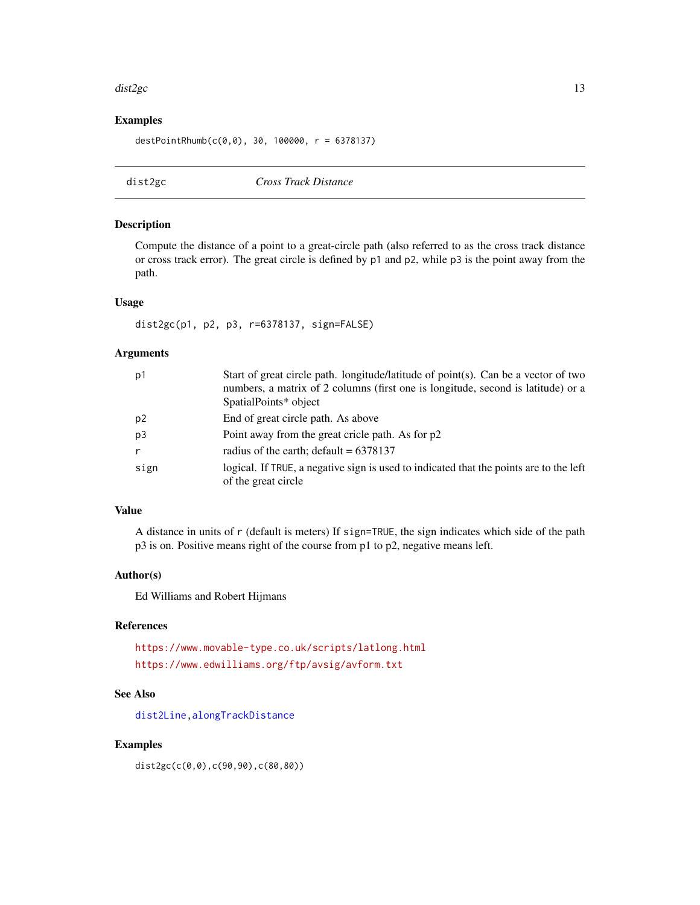## Examples

```
destPointRhumb(c(0,0), 30, 100000, r = 6378137)
```

---

# dist2gc *Cross Track Distance*

## Description

Compute the distance of a point to a great-circle path (also referred to as the cross track distance or cross track error). The great circle is defined by p1 and p2, while p3 is the point away from the path.

## Usage

```
dist2gc(p1, p2, p3, r=6378137, sign=FALSE)
```

## Arguments

| | |
|---|---|
| p1 | Start of great circle path. longitude/latitude of point(s). Can be a vector of two numbers, a matrix of 2 columns (first one is longitude, second is latitude) or a SpatialPoints* object |
| p2 | End of great circle path. As above |
| p3 | Point away from the great cricle path. As for p2 |
| r | radius of the earth; default = 6378137 |
| sign | logical. If TRUE, a negative sign is used to indicated that the points are to the left of the great circle |

## Value

A distance in units of r (default is meters) If sign=TRUE, the sign indicates which side of the path p3 is on. Positive means right of the course from p1 to p2, negative means left.

## Author(s)

Ed Williams and Robert Hijmans

## References

https://www.movable-type.co.uk/scripts/latlong.html

https://www.edwilliams.org/ftp/avsig/avform.txt

## See Also

dist2Line, alongTrackDistance

## Examples

```
dist2gc(c(0,0),c(90,90),c(80,80))
```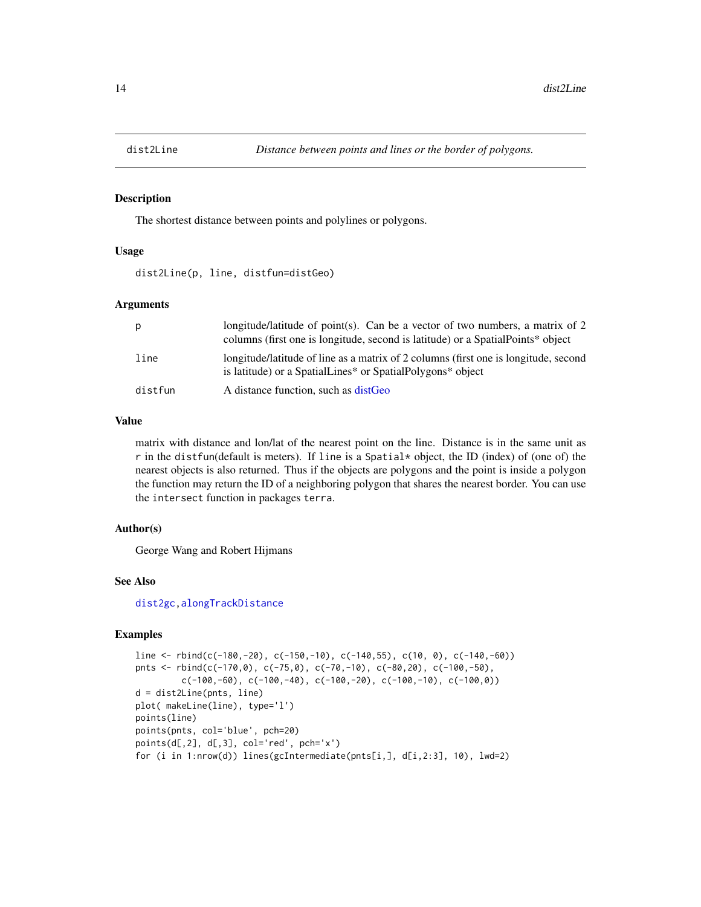# dist2Line — *Distance between points and lines or the border of polygons.*

## Description

The shortest distance between points and polylines or polygons.

## Usage

```
dist2Line(p, line, distfun=distGeo)
```

## Arguments

| | |
|---|---|
| p | longitude/latitude of point(s). Can be a vector of two numbers, a matrix of 2 columns (first one is longitude, second is latitude) or a SpatialPoints* object |
| line | longitude/latitude of line as a matrix of 2 columns (first one is longitude, second is latitude) or a SpatialLines* or SpatialPolygons* object |
| distfun | A distance function, such as distGeo |

## Value

matrix with distance and lon/lat of the nearest point on the line. Distance is in the same unit as `r` in the `distfun`(default is meters). If `line` is a `Spatial*` object, the ID (index) of (one of) the nearest objects is also returned. Thus if the objects are polygons and the point is inside a polygon the function may return the ID of a neighboring polygon that shares the nearest border. You can use the `intersect` function in packages `terra`.

## Author(s)

George Wang and Robert Hijmans

## See Also

`dist2gc,alongTrackDistance`

## Examples

```
line <- rbind(c(-180,-20), c(-150,-10), c(-140,55), c(10, 0), c(-140,-60))
pnts <- rbind(c(-170,0), c(-75,0), c(-70,-10), c(-80,20), c(-100,-50),
        c(-100,-60), c(-100,-40), c(-100,-20), c(-100,-10), c(-100,0))
d = dist2Line(pnts, line)
plot( makeLine(line), type='l')
points(line)
points(pnts, col='blue', pch=20)
points(d[,2], d[,3], col='red', pch='x')
for (i in 1:nrow(d)) lines(gcIntermediate(pnts[i,], d[i,2:3], 10), lwd=2)
```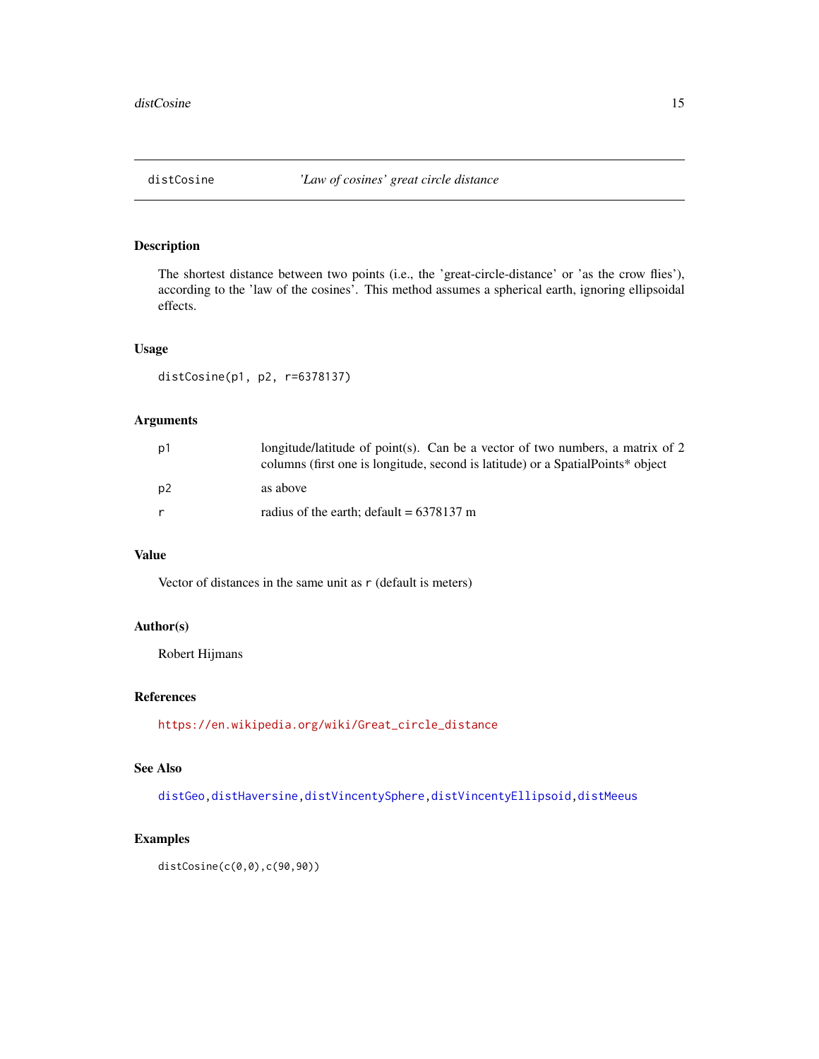## distCoine

distCosine *'Law of cosines' great circle distance*

### Description

The shortest distance between two points (i.e., the 'great-circle-distance' or 'as the crow flies'), according to the 'law of the cosines'. This method assumes a spherical earth, ignoring ellipsoidal effects.

### Usage

```
distCosine(p1, p2, r=6378137)
```

### Arguments

| | |
|---|---|
| p1 | longitude/latitude of point(s). Can be a vector of two numbers, a matrix of 2 columns (first one is longitude, second is latitude) or a SpatialPoints* object |
| p2 | as above |
| r | radius of the earth; default = 6378137 m |

### Value

Vector of distances in the same unit as `r` (default is meters)

### Author(s)

Robert Hijmans

### References

https://en.wikipedia.org/wiki/Great_circle_distance

### See Also

distGeo, distHaversine, distVincentySphere, distVincentyEllipsoid, distMeeus

### Examples

```
distCosine(c(0,0),c(90,90))
```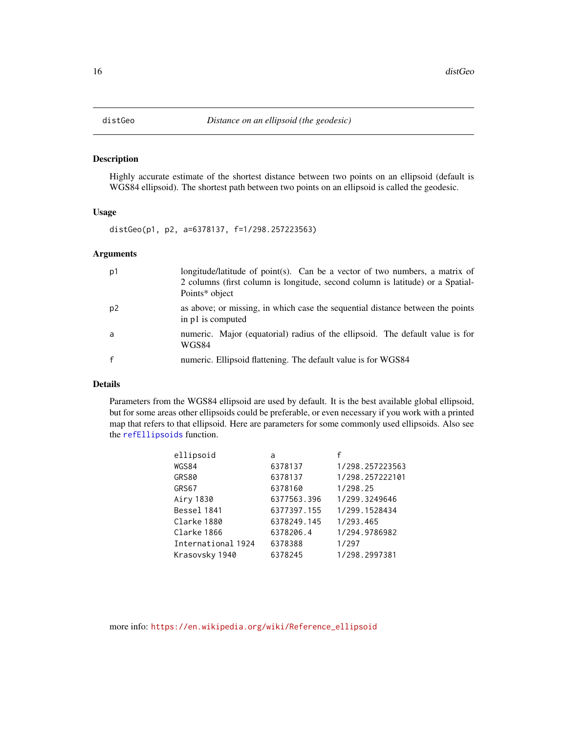## distGeo — *Distance on an ellipsoid (the geodesic)*

### Description

Highly accurate estimate of the shortest distance between two points on an ellipsoid (default is WGS84 ellipsoid). The shortest path between two points on an ellipsoid is called the geodesic.

### Usage

```
distGeo(p1, p2, a=6378137, f=1/298.257223563)
```

### Arguments

| | |
|---|---|
| p1 | longitude/latitude of point(s). Can be a vector of two numbers, a matrix of 2 columns (first column is longitude, second column is latitude) or a SpatialPoints* object |
| p2 | as above; or missing, in which case the sequential distance between the points in p1 is computed |
| a | numeric. Major (equatorial) radius of the ellipsoid. The default value is for WGS84 |
| f | numeric. Ellipsoid flattening. The default value is for WGS84 |

### Details

Parameters from the WGS84 ellipsoid are used by default. It is the best available global ellipsoid, but for some areas other ellipsoids could be preferable, or even necessary if you work with a printed map that refers to that ellipsoid. Here are parameters for some commonly used ellipsoids. Also see the refEllipsoids function.

| ellipsoid | a | f |
|---|---|---|
| WGS84 | 6378137 | 1/298.257223563 |
| GRS80 | 6378137 | 1/298.257222101 |
| GRS67 | 6378160 | 1/298.25 |
| Airy 1830 | 6377563.396 | 1/299.3249646 |
| Bessel 1841 | 6377397.155 | 1/299.1528434 |
| Clarke 1880 | 6378249.145 | 1/293.465 |
| Clarke 1866 | 6378206.4 | 1/294.9786982 |
| International 1924 | 6378388 | 1/297 |
| Krasovsky 1940 | 6378245 | 1/298.2997381 |

more info: https://en.wikipedia.org/wiki/Reference_ellipsoid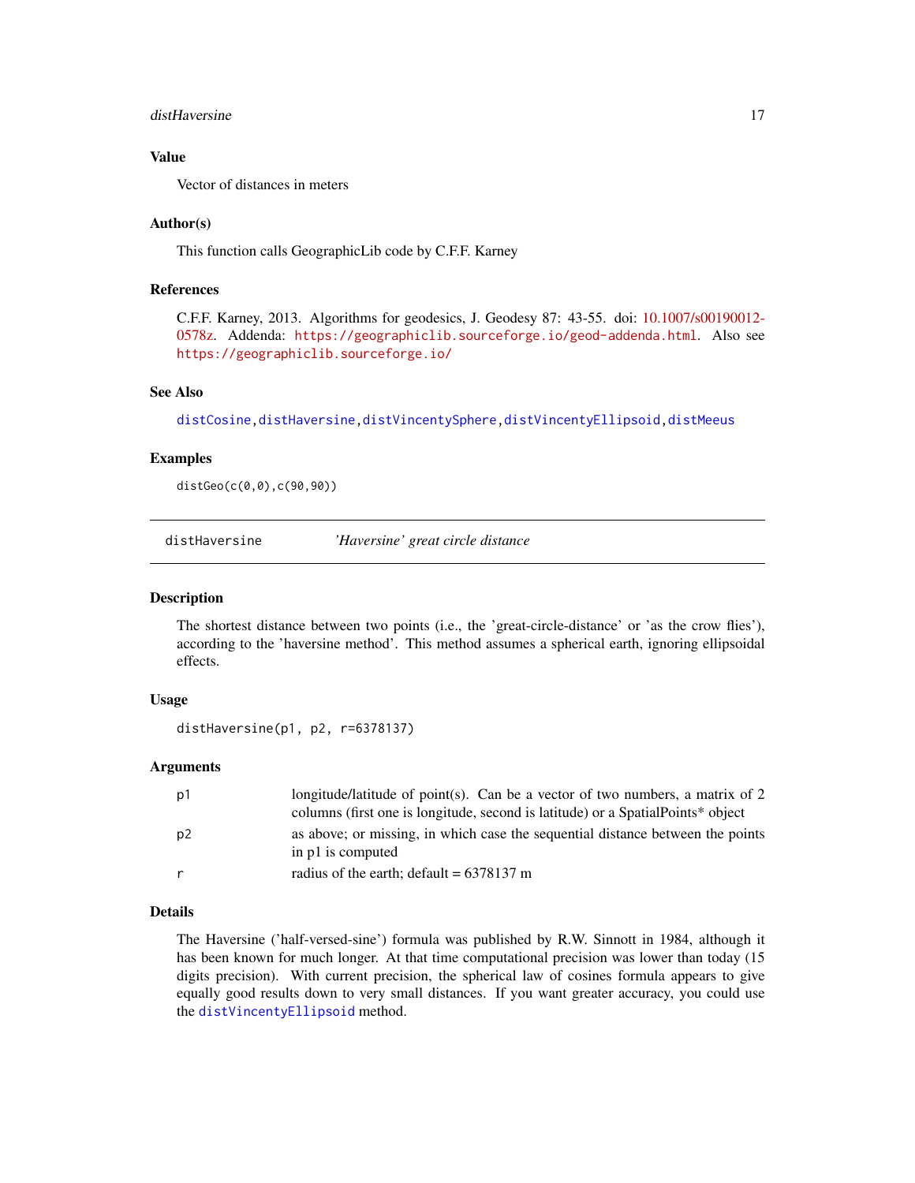### Value

Vector of distances in meters

### Author(s)

This function calls GeographicLib code by C.F.F. Karney

### References

C.F.F. Karney, 2013. Algorithms for geodesics, J. Geodesy 87: 43-55. doi: 10.1007/s00190012-0578z. Addenda: `https://geographiclib.sourceforge.io/geod-addenda.html`. Also see `https://geographiclib.sourceforge.io/`

### See Also

`distCosine`, `distHaversine`, `distVincentySphere`, `distVincentyEllipsoid`, `distMeeus`

### Examples

```
distGeo(c(0,0),c(90,90))
```

---

## distHaversine — *'Haversine' great circle distance*

### Description

The shortest distance between two points (i.e., the 'great-circle-distance' or 'as the crow flies'), according to the 'haversine method'. This method assumes a spherical earth, ignoring ellipsoidal effects.

### Usage

```
distHaversine(p1, p2, r=6378137)
```

### Arguments

| | |
|---|---|
| p1 | longitude/latitude of point(s). Can be a vector of two numbers, a matrix of 2 columns (first one is longitude, second is latitude) or a SpatialPoints* object |
| p2 | as above; or missing, in which case the sequential distance between the points in p1 is computed |
| r | radius of the earth; default = 6378137 m |

### Details

The Haversine ('half-versed-sine') formula was published by R.W. Sinnott in 1984, although it has been known for much longer. At that time computational precision was lower than today (15 digits precision). With current precision, the spherical law of cosines formula appears to give equally good results down to very small distances. If you want greater accuracy, you could use the `distVincentyEllipsoid` method.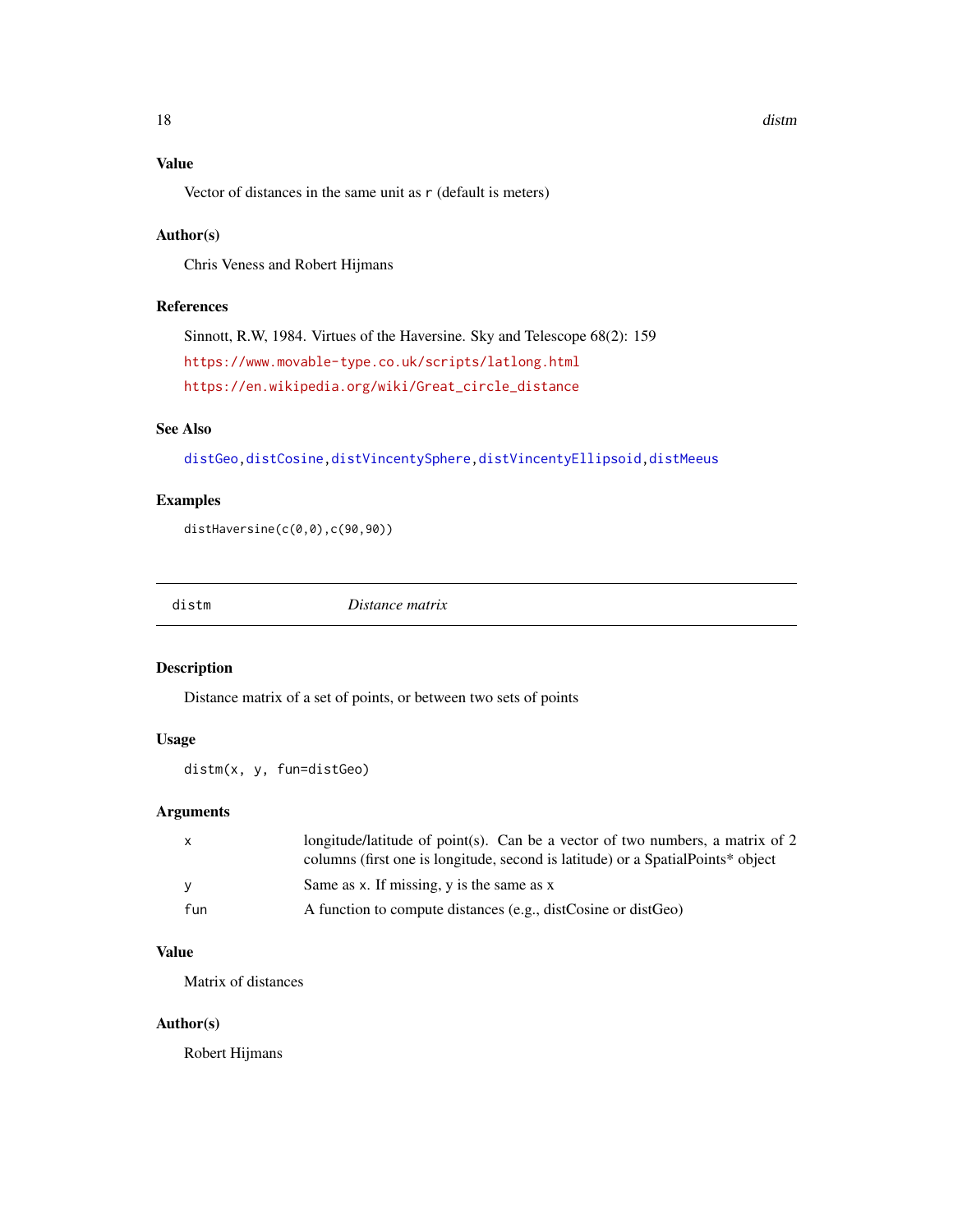### Value

Vector of distances in the same unit as `r` (default is meters)

### Author(s)

Chris Veness and Robert Hijmans

### References

Sinnott, R.W, 1984. Virtues of the Haversine. Sky and Telescope 68(2): 159

https://www.movable-type.co.uk/scripts/latlong.html

https://en.wikipedia.org/wiki/Great_circle_distance

### See Also

distGeo, distCosine, distVincentySphere, distVincentyEllipsoid, distMeeus

### Examples

```
distHaversine(c(0,0),c(90,90))
```

---

## distm — *Distance matrix*

---

### Description

Distance matrix of a set of points, or between two sets of points

### Usage

```
distm(x, y, fun=distGeo)
```

### Arguments

| | |
|---|---|
| x | longitude/latitude of point(s). Can be a vector of two numbers, a matrix of 2 columns (first one is longitude, second is latitude) or a SpatialPoints* object |
| y | Same as x. If missing, y is the same as x |
| fun | A function to compute distances (e.g., distCosine or distGeo) |

### Value

Matrix of distances

### Author(s)

Robert Hijmans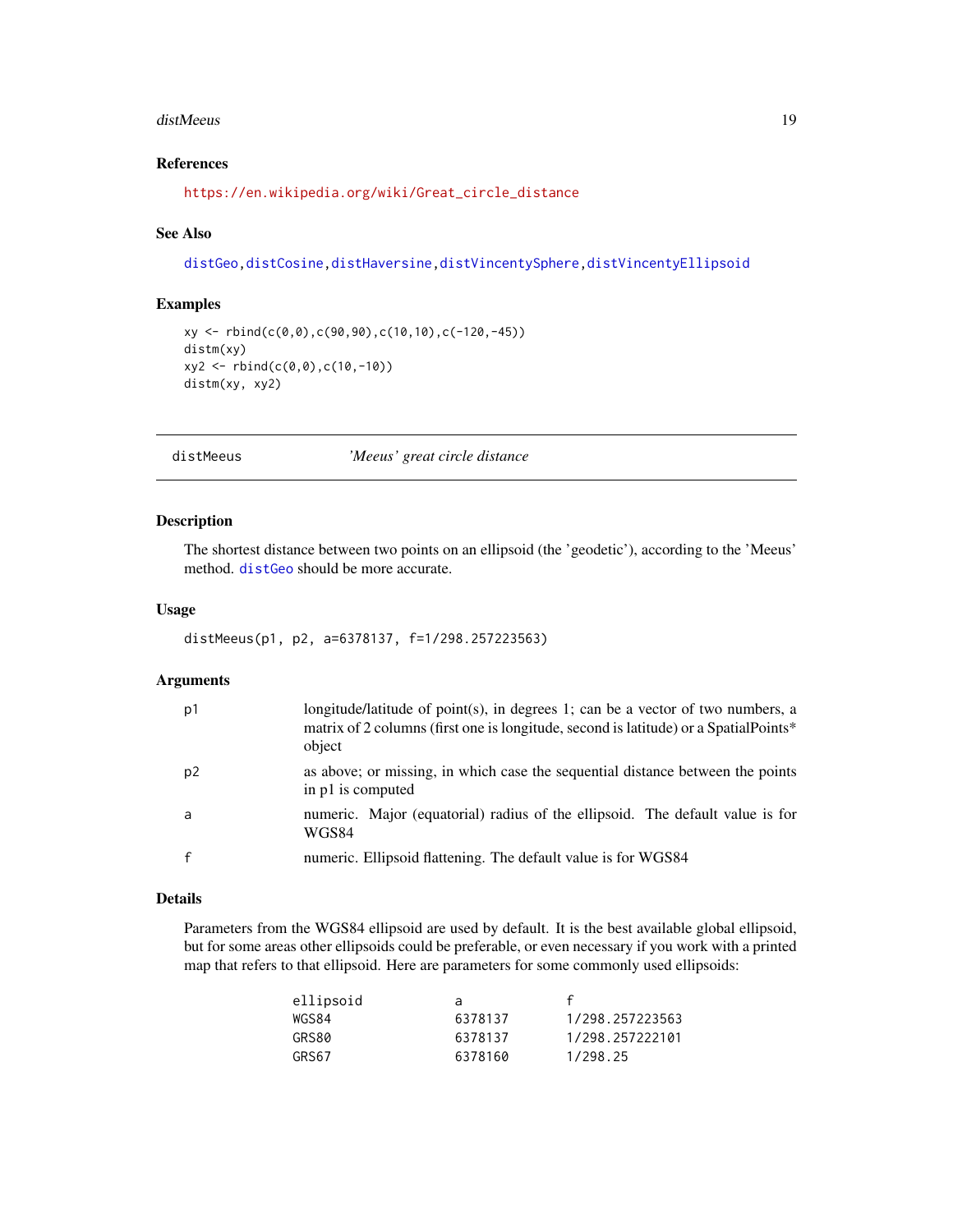### References

https://en.wikipedia.org/wiki/Great_circle_distance

### See Also

distGeo, distCosine, distHaversine, distVincentySphere, distVincentyEllipsoid

### Examples

```
xy <- rbind(c(0,0),c(90,90),c(10,10),c(-120,-45))
distm(xy)
xy2 <- rbind(c(0,0),c(10,-10))
distm(xy, xy2)
```

---

## distMeeus    *'Meeus' great circle distance*

---

### Description

The shortest distance between two points on an ellipsoid (the 'geodetic'), according to the 'Meeus' method. distGeo should be more accurate.

### Usage

```
distMeeus(p1, p2, a=6378137, f=1/298.257223563)
```

### Arguments

| | |
|---|---|
| p1 | longitude/latitude of point(s), in degrees 1; can be a vector of two numbers, a matrix of 2 columns (first one is longitude, second is latitude) or a SpatialPoints* object |
| p2 | as above; or missing, in which case the sequential distance between the points in p1 is computed |
| a | numeric. Major (equatorial) radius of the ellipsoid. The default value is for WGS84 |
| f | numeric. Ellipsoid flattening. The default value is for WGS84 |

### Details

Parameters from the WGS84 ellipsoid are used by default. It is the best available global ellipsoid, but for some areas other ellipsoids could be preferable, or even necessary if you work with a printed map that refers to that ellipsoid. Here are parameters for some commonly used ellipsoids:

| ellipsoid | a | f |
|---|---|---|
| WGS84 | 6378137 | 1/298.257223563 |
| GRS80 | 6378137 | 1/298.257222101 |
| GRS67 | 6378160 | 1/298.25 |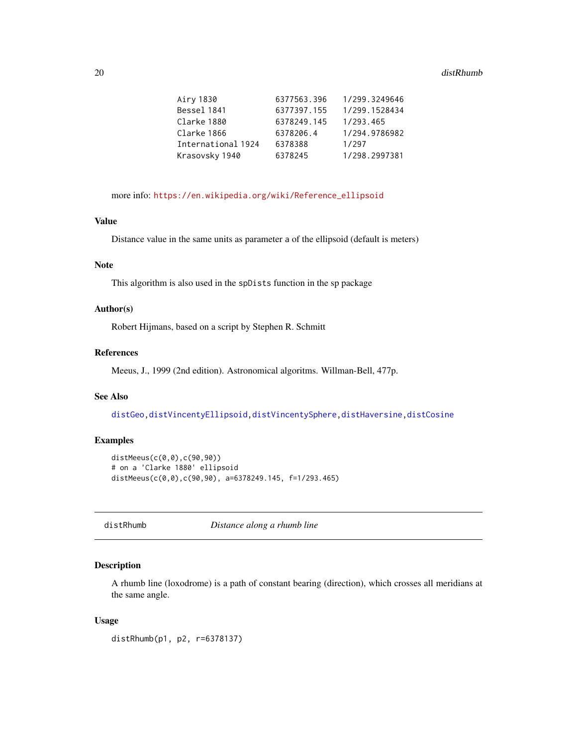| | | |
|---|---|---|
| Airy 1830 | 6377563.396 | 1/299.3249646 |
| Bessel 1841 | 6377397.155 | 1/299.1528434 |
| Clarke 1880 | 6378249.145 | 1/293.465 |
| Clarke 1866 | 6378206.4 | 1/294.9786982 |
| International 1924 | 6378388 | 1/297 |
| Krasovsky 1940 | 6378245 | 1/298.2997381 |

more info: https://en.wikipedia.org/wiki/Reference_ellipsoid

### Value

Distance value in the same units as parameter a of the ellipsoid (default is meters)

### Note

This algorithm is also used in the `spDists` function in the sp package

### Author(s)

Robert Hijmans, based on a script by Stephen R. Schmitt

### References

Meeus, J., 1999 (2nd edition). Astronomical algoritms. Willman-Bell, 477p.

### See Also

distGeo, distVincentyEllipsoid, distVincentySphere, distHaversine, distCosine

### Examples

```
distMeeus(c(0,0),c(90,90))
# on a 'Clarke 1880' ellipsoid
distMeeus(c(0,0),c(90,90), a=6378249.145, f=1/293.465)
```

---

## distRhumb *Distance along a rhumb line*

### Description

A rhumb line (loxodrome) is a path of constant bearing (direction), which crosses all meridians at the same angle.

### Usage

```
distRhumb(p1, p2, r=6378137)
```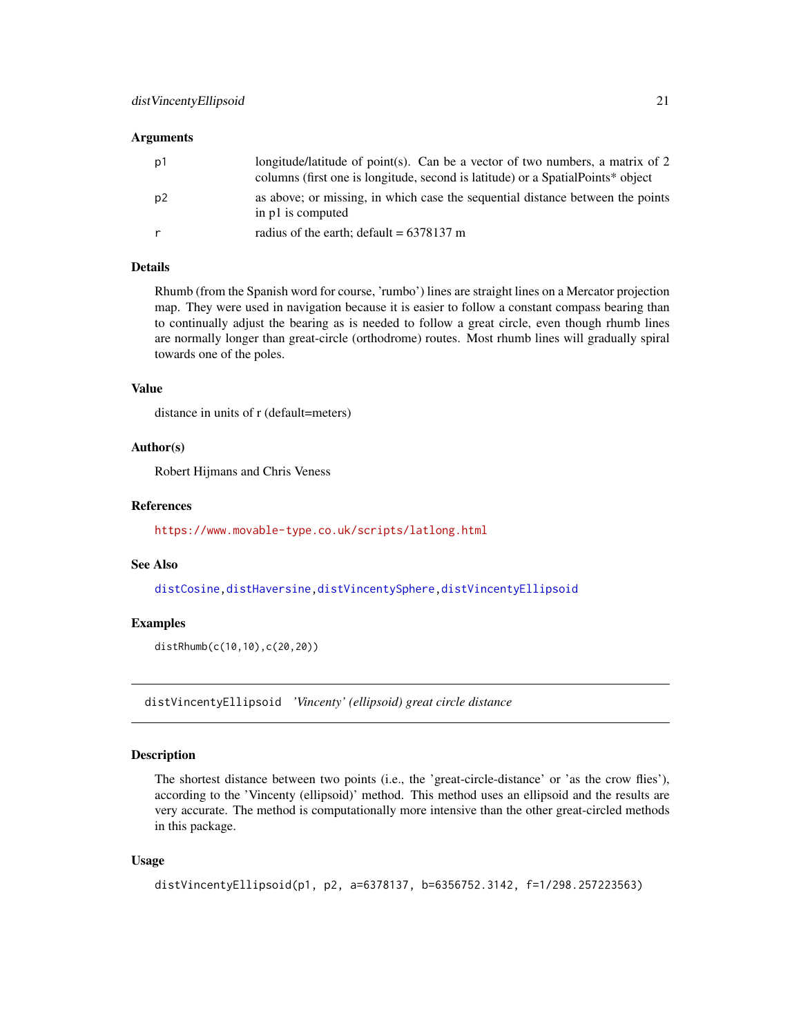### Arguments

| | |
|---|---|
| p1 | longitude/latitude of point(s). Can be a vector of two numbers, a matrix of 2 columns (first one is longitude, second is latitude) or a SpatialPoints* object |
| p2 | as above; or missing, in which case the sequential distance between the points in p1 is computed |
| r | radius of the earth; default = 6378137 m |

### Details

Rhumb (from the Spanish word for course, 'rumbo') lines are straight lines on a Mercator projection map. They were used in navigation because it is easier to follow a constant compass bearing than to continually adjust the bearing as is needed to follow a great circle, even though rhumb lines are normally longer than great-circle (orthodrome) routes. Most rhumb lines will gradually spiral towards one of the poles.

### Value

distance in units of r (default=meters)

### Author(s)

Robert Hijmans and Chris Veness

### References

https://www.movable-type.co.uk/scripts/latlong.html

### See Also

distCosine, distHaversine, distVincentySphere, distVincentyEllipsoid

### Examples

```
distRhumb(c(10,10),c(20,20))
```

---

## distVincentyEllipsoid *'Vincenty' (ellipsoid) great circle distance*

### Description

The shortest distance between two points (i.e., the 'great-circle-distance' or 'as the crow flies'), according to the 'Vincenty (ellipsoid)' method. This method uses an ellipsoid and the results are very accurate. The method is computationally more intensive than the other great-circled methods in this package.

### Usage

```
distVincentyEllipsoid(p1, p2, a=6378137, b=6356752.3142, f=1/298.257223563)
```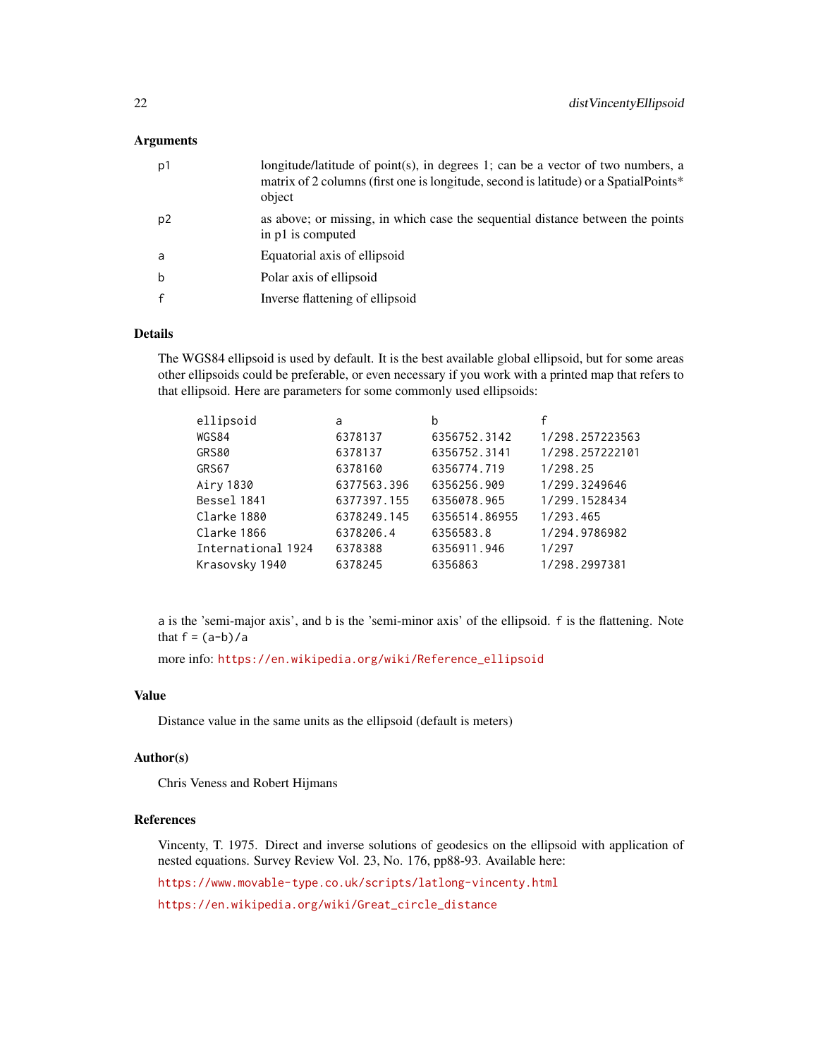## Arguments

| | |
|---|---|
| p1 | longitude/latitude of point(s), in degrees 1; can be a vector of two numbers, a matrix of 2 columns (first one is longitude, second is latitude) or a SpatialPoints* object |
| p2 | as above; or missing, in which case the sequential distance between the points in p1 is computed |
| a | Equatorial axis of ellipsoid |
| b | Polar axis of ellipsoid |
| f | Inverse flattening of ellipsoid |

## Details

The WGS84 ellipsoid is used by default. It is the best available global ellipsoid, but for some areas other ellipsoids could be preferable, or even necessary if you work with a printed map that refers to that ellipsoid. Here are parameters for some commonly used ellipsoids:

```
ellipsoid           a             b               f
WGS84               6378137       6356752.3142    1/298.257223563
GRS80               6378137       6356752.3141    1/298.257222101
GRS67               6378160       6356774.719     1/298.25
Airy 1830           6377563.396   6356256.909     1/299.3249646
Bessel 1841         6377397.155   6356078.965     1/299.1528434
Clarke 1880         6378249.145   6356514.86955   1/293.465
Clarke 1866         6378206.4     6356583.8       1/294.9786982
International 1924  6378388       6356911.946     1/297
Krasovsky 1940      6378245       6356863         1/298.2997381
```

a is the 'semi-major axis', and b is the 'semi-minor axis' of the ellipsoid. f is the flattening. Note that f = (a-b)/a

more info: https://en.wikipedia.org/wiki/Reference_ellipsoid

## Value

Distance value in the same units as the ellipsoid (default is meters)

## Author(s)

Chris Veness and Robert Hijmans

## References

Vincenty, T. 1975. Direct and inverse solutions of geodesics on the ellipsoid with application of nested equations. Survey Review Vol. 23, No. 176, pp88-93. Available here:

https://www.movable-type.co.uk/scripts/latlong-vincenty.html

https://en.wikipedia.org/wiki/Great_circle_distance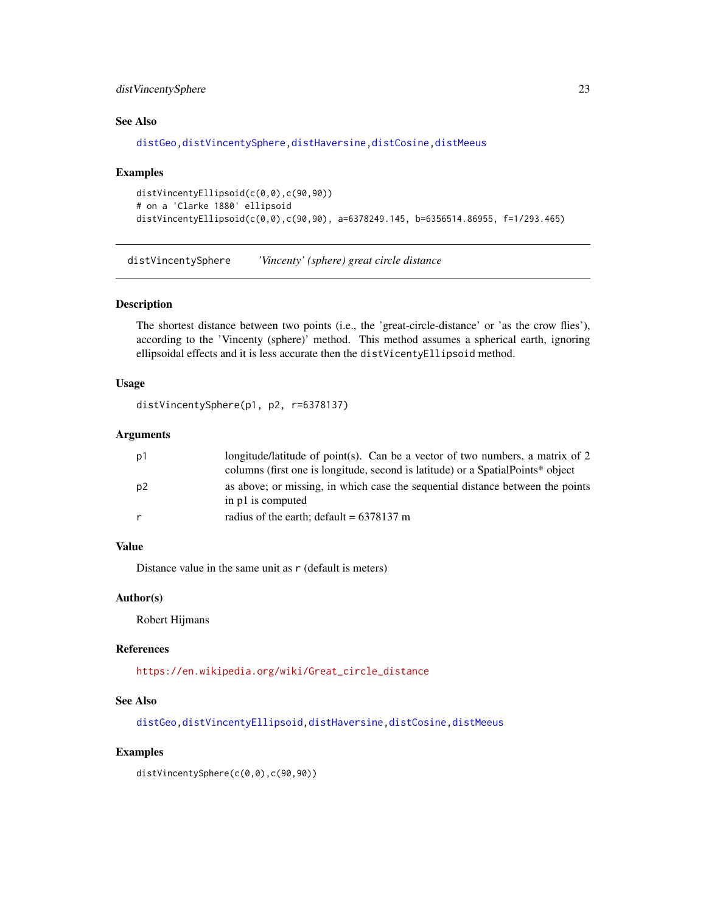### See Also

distGeo, distVincentySphere, distHaversine, distCosine, distMeeus

### Examples

```
distVincentyEllipsoid(c(0,0),c(90,90))
# on a 'Clarke 1880' ellipsoid
distVincentyEllipsoid(c(0,0),c(90,90), a=6378249.145, b=6356514.86955, f=1/293.465)
```

---

## distVincentySphere *'Vincenty' (sphere) great circle distance*

---

### Description

The shortest distance between two points (i.e., the 'great-circle-distance' or 'as the crow flies'), according to the 'Vincenty (sphere)' method. This method assumes a spherical earth, ignoring ellipsoidal effects and it is less accurate then the `distVicentyEllipsoid` method.

### Usage

```
distVincentySphere(p1, p2, r=6378137)
```

### Arguments

| | |
|---|---|
| p1 | longitude/latitude of point(s). Can be a vector of two numbers, a matrix of 2 columns (first one is longitude, second is latitude) or a SpatialPoints* object |
| p2 | as above; or missing, in which case the sequential distance between the points in p1 is computed |
| r | radius of the earth; default = 6378137 m |

### Value

Distance value in the same unit as `r` (default is meters)

### Author(s)

Robert Hijmans

### References

https://en.wikipedia.org/wiki/Great_circle_distance

### See Also

distGeo, distVincentyEllipsoid, distHaversine, distCosine, distMeeus

### Examples

```
distVincentySphere(c(0,0),c(90,90))
```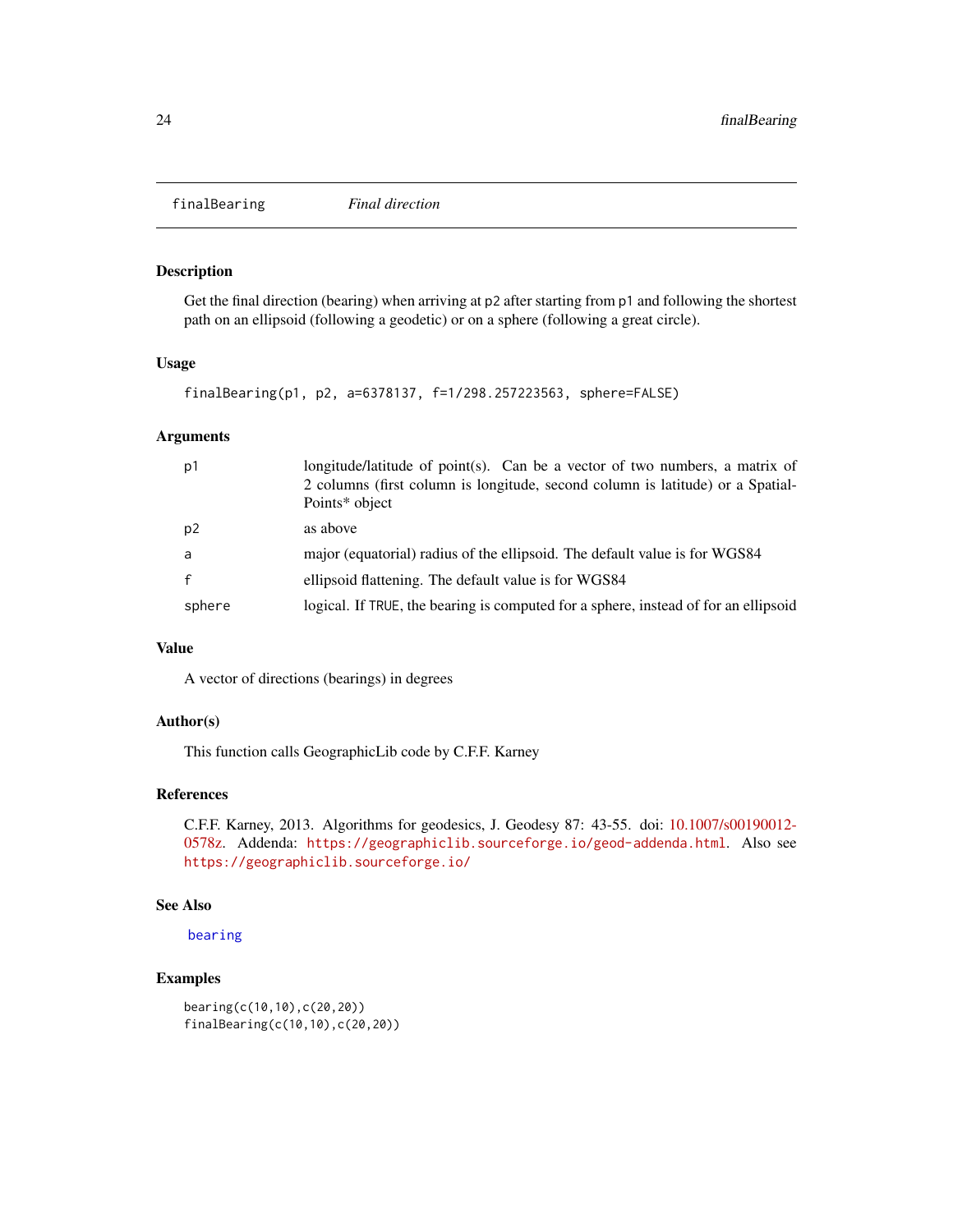## finalBearing — *Final direction*

### Description

Get the final direction (bearing) when arriving at p2 after starting from p1 and following the shortest path on an ellipsoid (following a geodetic) or on a sphere (following a great circle).

### Usage

```
finalBearing(p1, p2, a=6378137, f=1/298.257223563, sphere=FALSE)
```

### Arguments

| | |
|---|---|
| p1 | longitude/latitude of point(s). Can be a vector of two numbers, a matrix of 2 columns (first column is longitude, second column is latitude) or a SpatialPoints* object |
| p2 | as above |
| a | major (equatorial) radius of the ellipsoid. The default value is for WGS84 |
| f | ellipsoid flattening. The default value is for WGS84 |
| sphere | logical. If TRUE, the bearing is computed for a sphere, instead of for an ellipsoid |

### Value

A vector of directions (bearings) in degrees

### Author(s)

This function calls GeographicLib code by C.F.F. Karney

### References

C.F.F. Karney, 2013. Algorithms for geodesics, J. Geodesy 87: 43-55. doi: 10.1007/s00190012-0578z. Addenda: https://geographiclib.sourceforge.io/geod-addenda.html. Also see https://geographiclib.sourceforge.io/

### See Also

bearing

### Examples

```
bearing(c(10,10),c(20,20))
finalBearing(c(10,10),c(20,20))
```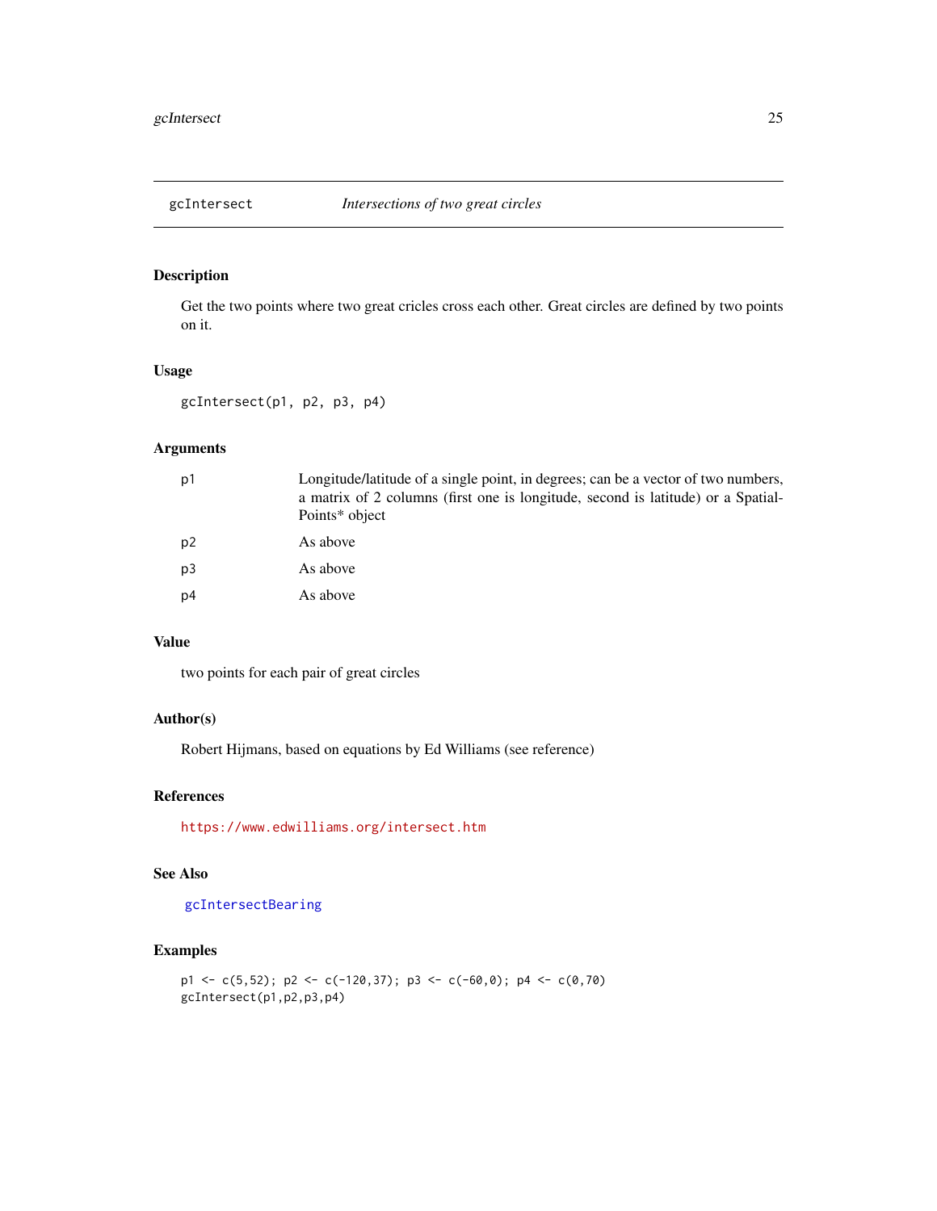## gcIntersect — *Intersections of two great circles*

### Description

Get the two points where two great cricles cross each other. Great circles are defined by two points on it.

### Usage

```
gcIntersect(p1, p2, p3, p4)
```

### Arguments

| | |
|---|---|
| p1 | Longitude/latitude of a single point, in degrees; can be a vector of two numbers, a matrix of 2 columns (first one is longitude, second is latitude) or a SpatialPoints* object |
| p2 | As above |
| p3 | As above |
| p4 | As above |

### Value

two points for each pair of great circles

### Author(s)

Robert Hijmans, based on equations by Ed Williams (see reference)

### References

https://www.edwilliams.org/intersect.htm

### See Also

gcIntersectBearing

### Examples

```
p1 <- c(5,52); p2 <- c(-120,37); p3 <- c(-60,0); p4 <- c(0,70)
gcIntersect(p1,p2,p3,p4)
```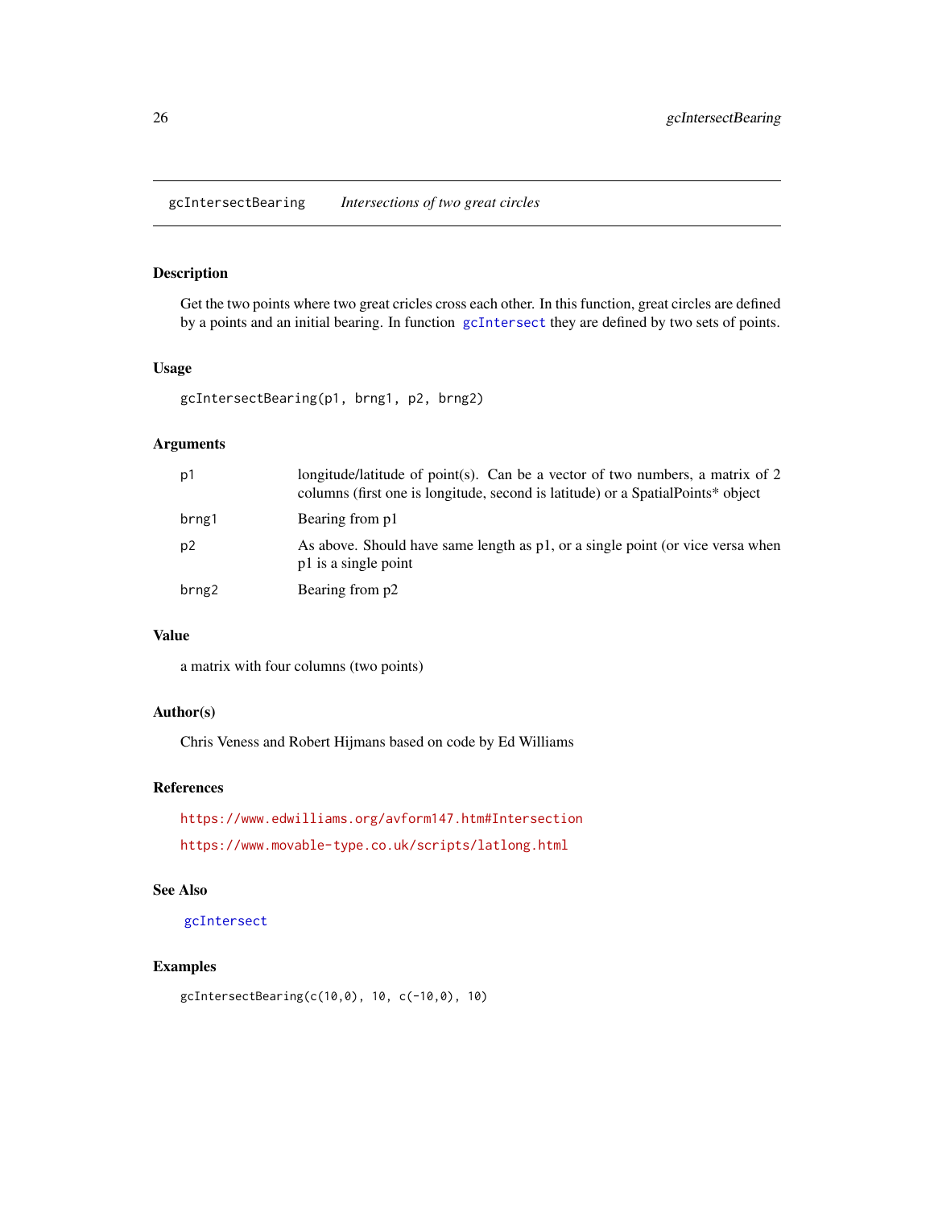## gcIntersectBearing *Intersections of two great circles*

### Description

Get the two points where two great cricles cross each other. In this function, great circles are defined by a points and an initial bearing. In function `gcIntersect` they are defined by two sets of points.

### Usage

```
gcIntersectBearing(p1, brng1, p2, brng2)
```

### Arguments

| | |
|---|---|
| p1 | longitude/latitude of point(s). Can be a vector of two numbers, a matrix of 2 columns (first one is longitude, second is latitude) or a SpatialPoints* object |
| brng1 | Bearing from p1 |
| p2 | As above. Should have same length as p1, or a single point (or vice versa when p1 is a single point |
| brng2 | Bearing from p2 |

### Value

a matrix with four columns (two points)

### Author(s)

Chris Veness and Robert Hijmans based on code by Ed Williams

### References

https://www.edwilliams.org/avform147.htm#Intersection

https://www.movable-type.co.uk/scripts/latlong.html

### See Also

`gcIntersect`

### Examples

```
gcIntersectBearing(c(10,0), 10, c(-10,0), 10)
```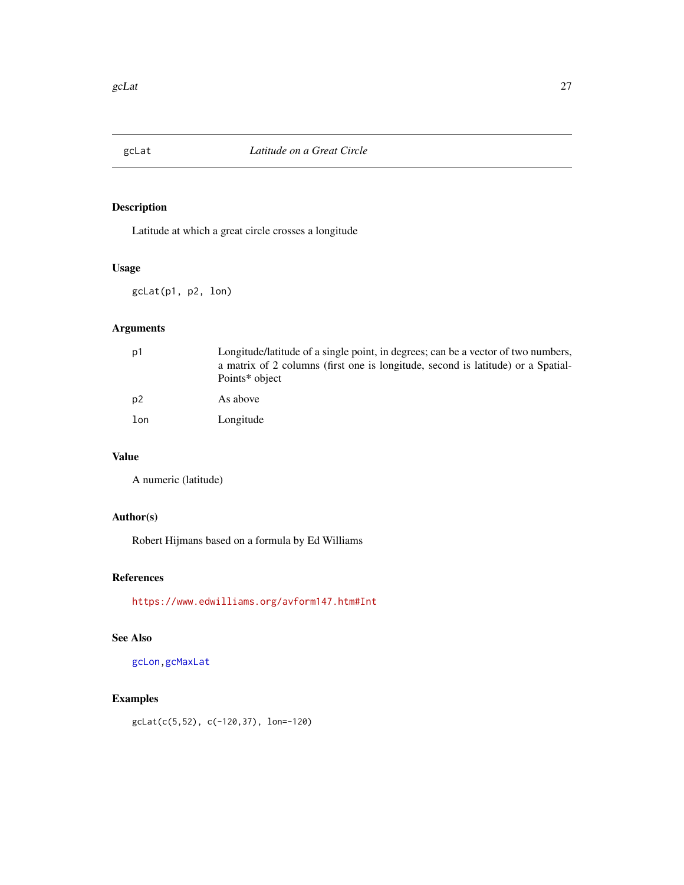## gcLat — *Latitude on a Great Circle*

### Description

Latitude at which a great circle crosses a longitude

### Usage

```
gcLat(p1, p2, lon)
```

### Arguments

| | |
|---|---|
| p1 | Longitude/latitude of a single point, in degrees; can be a vector of two numbers, a matrix of 2 columns (first one is longitude, second is latitude) or a SpatialPoints* object |
| p2 | As above |
| lon | Longitude |

### Value

A numeric (latitude)

### Author(s)

Robert Hijmans based on a formula by Ed Williams

### References

https://www.edwilliams.org/avform147.htm#Int

### See Also

gcLon, gcMaxLat

### Examples

```
gcLat(c(5,52), c(-120,37), lon=-120)
```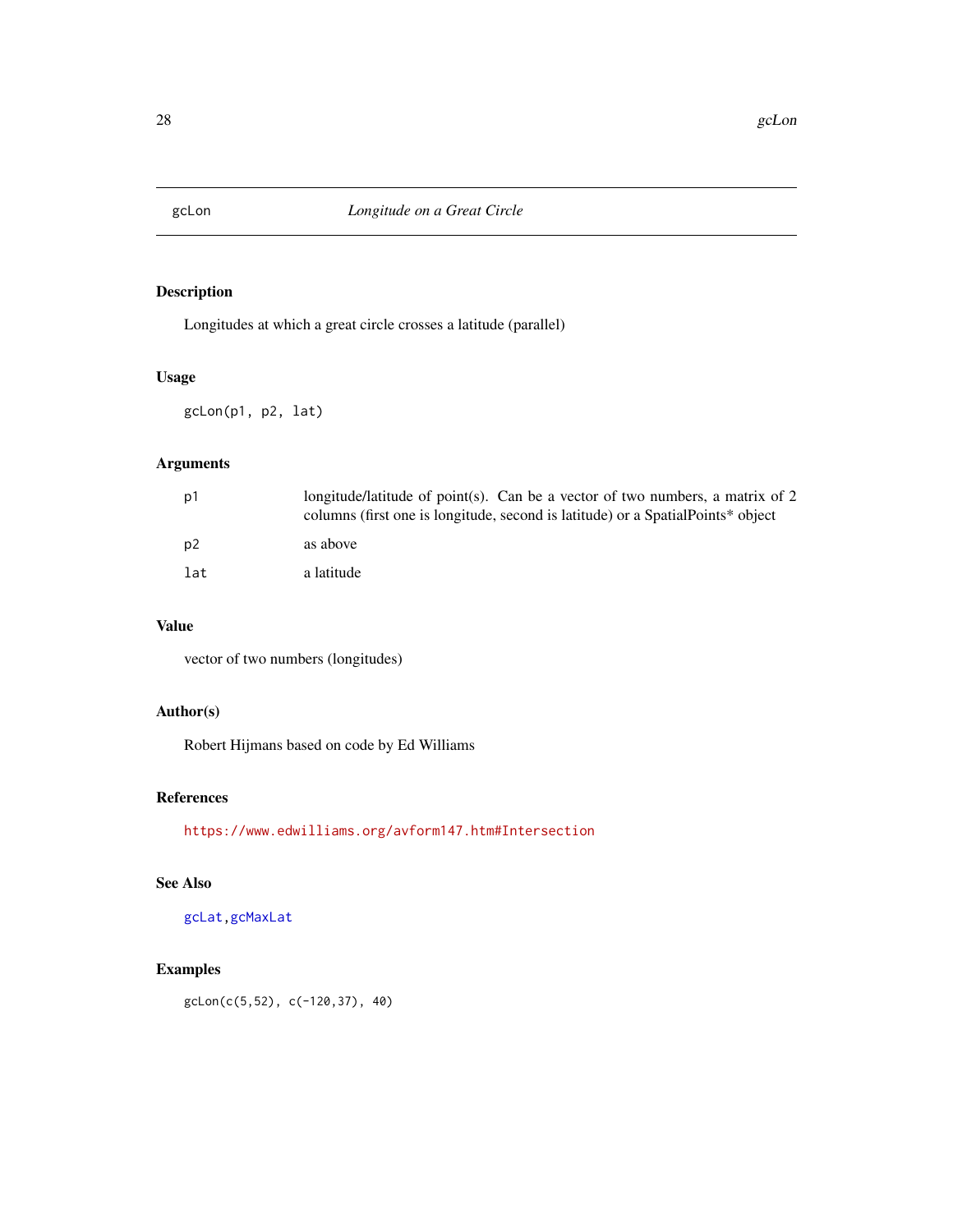# gcLon — *Longitude on a Great Circle*

## Description

Longitudes at which a great circle crosses a latitude (parallel)

## Usage

```
gcLon(p1, p2, lat)
```

## Arguments

| | |
|---|---|
| p1 | longitude/latitude of point(s). Can be a vector of two numbers, a matrix of 2 columns (first one is longitude, second is latitude) or a SpatialPoints* object |
| p2 | as above |
| lat | a latitude |

## Value

vector of two numbers (longitudes)

## Author(s)

Robert Hijmans based on code by Ed Williams

## References

https://www.edwilliams.org/avform147.htm#Intersection

## See Also

gcLat, gcMaxLat

## Examples

```
gcLon(c(5,52), c(-120,37), 40)
```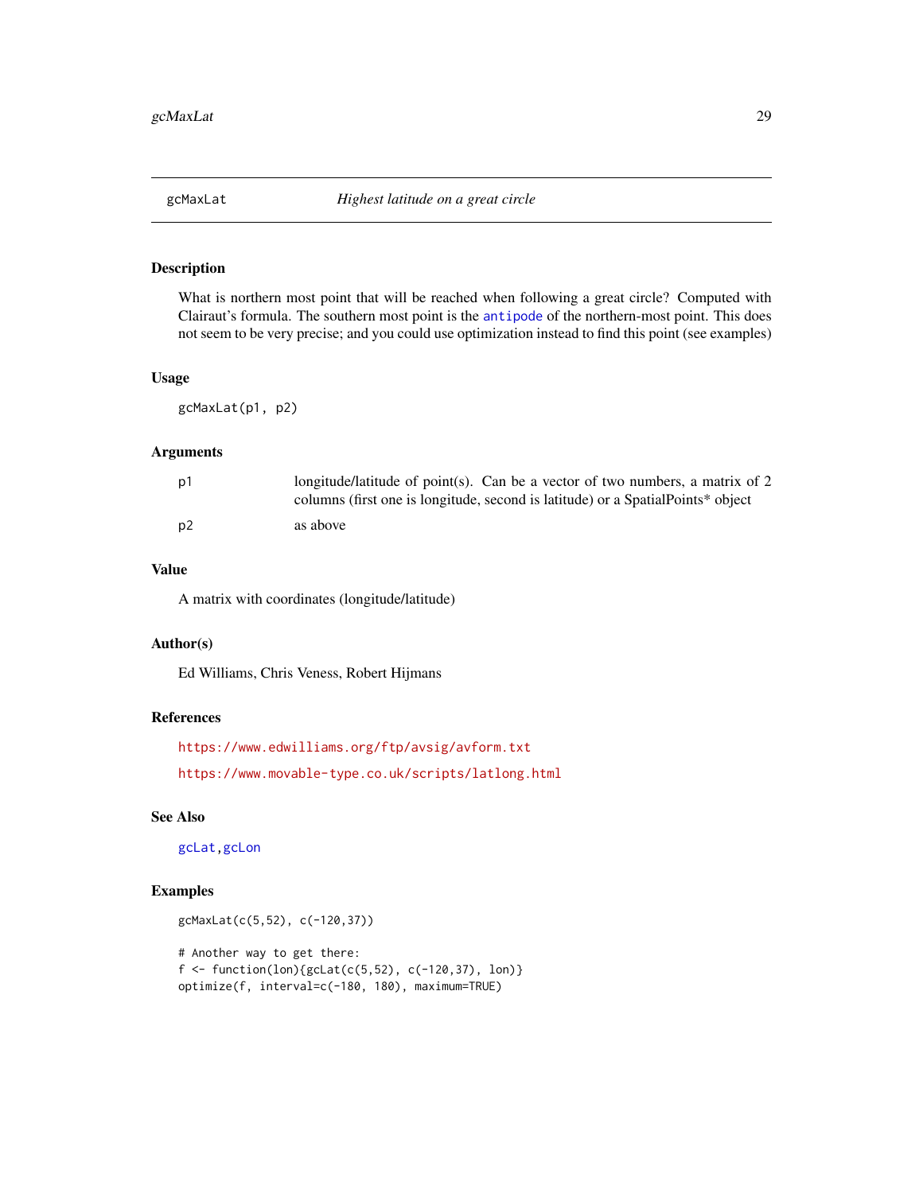## gcMaxLat — *Highest latitude on a great circle*

### Description

What is northern most point that will be reached when following a great circle? Computed with Clairaut's formula. The southern most point is the antipode of the northern-most point. This does not seem to be very precise; and you could use optimization instead to find this point (see examples)

### Usage

```
gcMaxLat(p1, p2)
```

### Arguments

| | |
|---|---|
| p1 | longitude/latitude of point(s). Can be a vector of two numbers, a matrix of 2 columns (first one is longitude, second is latitude) or a SpatialPoints* object |
| p2 | as above |

### Value

A matrix with coordinates (longitude/latitude)

### Author(s)

Ed Williams, Chris Veness, Robert Hijmans

### References

https://www.edwilliams.org/ftp/avsig/avform.txt

https://www.movable-type.co.uk/scripts/latlong.html

### See Also

gcLat, gcLon

### Examples

```
gcMaxLat(c(5,52), c(-120,37))

# Another way to get there:
f <- function(lon){gcLat(c(5,52), c(-120,37), lon)}
optimize(f, interval=c(-180, 180), maximum=TRUE)
```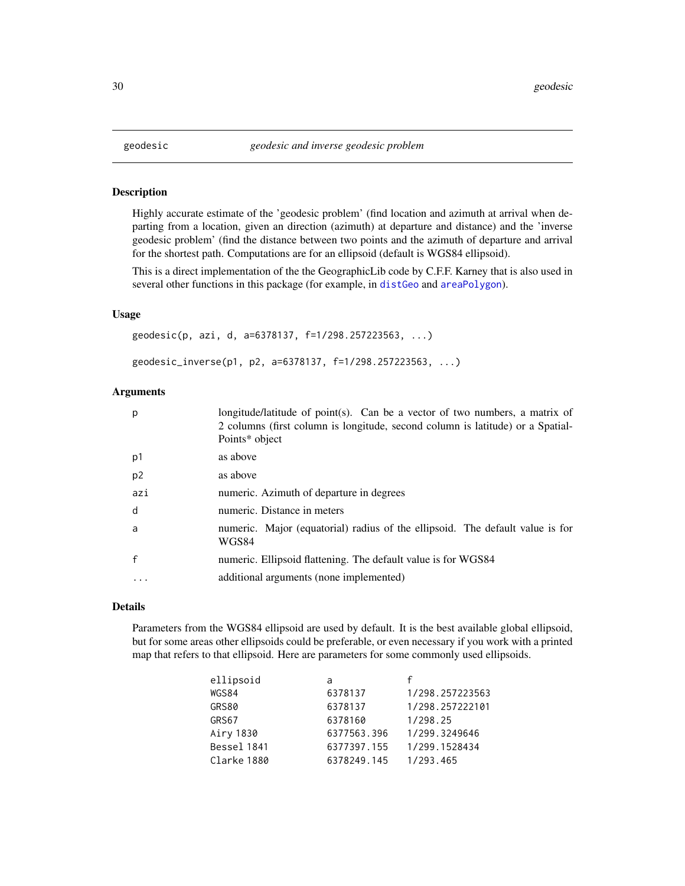## geodesic — *geodesic and inverse geodesic problem*

### Description

Highly accurate estimate of the 'geodesic problem' (find location and azimuth at arrival when departing from a location, given an direction (azimuth) at departure and distance) and the 'inverse geodesic problem' (find the distance between two points and the azimuth of departure and arrival for the shortest path. Computations are for an ellipsoid (default is WGS84 ellipsoid).

This is a direct implementation of the the GeographicLib code by C.F.F. Karney that is also used in several other functions in this package (for example, in distGeo and areaPolygon).

### Usage

```
geodesic(p, azi, d, a=6378137, f=1/298.257223563, ...)

geodesic_inverse(p1, p2, a=6378137, f=1/298.257223563, ...)
```

### Arguments

| | |
|---|---|
| p | longitude/latitude of point(s). Can be a vector of two numbers, a matrix of 2 columns (first column is longitude, second column is latitude) or a SpatialPoints* object |
| p1 | as above |
| p2 | as above |
| azi | numeric. Azimuth of departure in degrees |
| d | numeric. Distance in meters |
| a | numeric. Major (equatorial) radius of the ellipsoid. The default value is for WGS84 |
| f | numeric. Ellipsoid flattening. The default value is for WGS84 |
| ... | additional arguments (none implemented) |

### Details

Parameters from the WGS84 ellipsoid are used by default. It is the best available global ellipsoid, but for some areas other ellipsoids could be preferable, or even necessary if you work with a printed map that refers to that ellipsoid. Here are parameters for some commonly used ellipsoids.

| ellipsoid | a | f |
|---|---|---|
| WGS84 | 6378137 | 1/298.257223563 |
| GRS80 | 6378137 | 1/298.257222101 |
| GRS67 | 6378160 | 1/298.25 |
| Airy 1830 | 6377563.396 | 1/299.3249646 |
| Bessel 1841 | 6377397.155 | 1/299.1528434 |
| Clarke 1880 | 6378249.145 | 1/293.465 |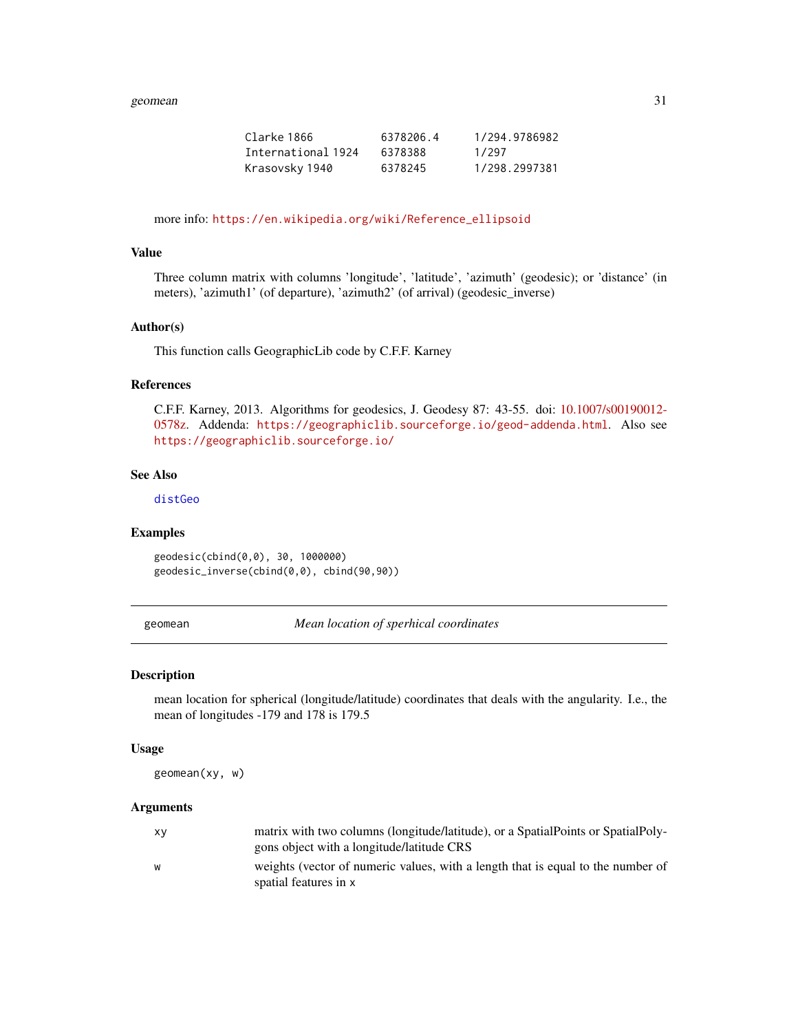| | | |
|---|---|---|
| Clarke 1866 | 6378206.4 | 1/294.9786982 |
| International 1924 | 6378388 | 1/297 |
| Krasovsky 1940 | 6378245 | 1/298.2997381 |

more info: https://en.wikipedia.org/wiki/Reference_ellipsoid

### Value

Three column matrix with columns 'longitude', 'latitude', 'azimuth' (geodesic); or 'distance' (in meters), 'azimuth1' (of departure), 'azimuth2' (of arrival) (geodesic_inverse)

### Author(s)

This function calls GeographicLib code by C.F.F. Karney

### References

C.F.F. Karney, 2013. Algorithms for geodesics, J. Geodesy 87: 43-55. doi: 10.1007/s00190012-0578z. Addenda: https://geographiclib.sourceforge.io/geod-addenda.html. Also see https://geographiclib.sourceforge.io/

### See Also

distGeo

### Examples

```
geodesic(cbind(0,0), 30, 1000000)
geodesic_inverse(cbind(0,0), cbind(90,90))
```

---

## geomean — *Mean location of sperhical coordinates*

### Description

mean location for spherical (longitude/latitude) coordinates that deals with the angularity. I.e., the mean of longitudes -179 and 178 is 179.5

### Usage

```
geomean(xy, w)
```

### Arguments

| | |
|---|---|
| xy | matrix with two columns (longitude/latitude), or a SpatialPoints or SpatialPolygons object with a longitude/latitude CRS |
| w | weights (vector of numeric values, with a length that is equal to the number of spatial features in x |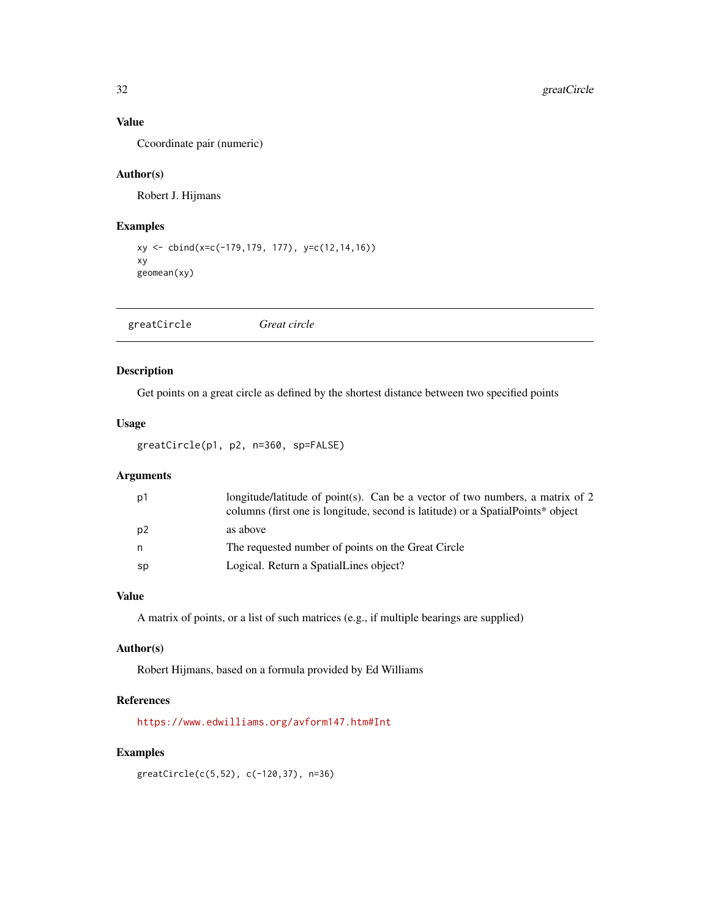### Value

Ccoordinate pair (numeric)

### Author(s)

Robert J. Hijmans

### Examples

```
xy <- cbind(x=c(-179,179, 177), y=c(12,14,16))
xy
geomean(xy)
```

---

## greatCircle *Great circle*

---

### Description

Get points on a great circle as defined by the shortest distance between two specified points

### Usage

```
greatCircle(p1, p2, n=360, sp=FALSE)
```

### Arguments

| | |
|---|---|
| p1 | longitude/latitude of point(s). Can be a vector of two numbers, a matrix of 2 columns (first one is longitude, second is latitude) or a SpatialPoints* object |
| p2 | as above |
| n | The requested number of points on the Great Circle |
| sp | Logical. Return a SpatialLines object? |

### Value

A matrix of points, or a list of such matrices (e.g., if multiple bearings are supplied)

### Author(s)

Robert Hijmans, based on a formula provided by Ed Williams

### References

https://www.edwilliams.org/avform147.htm#Int

### Examples

```
greatCircle(c(5,52), c(-120,37), n=36)
```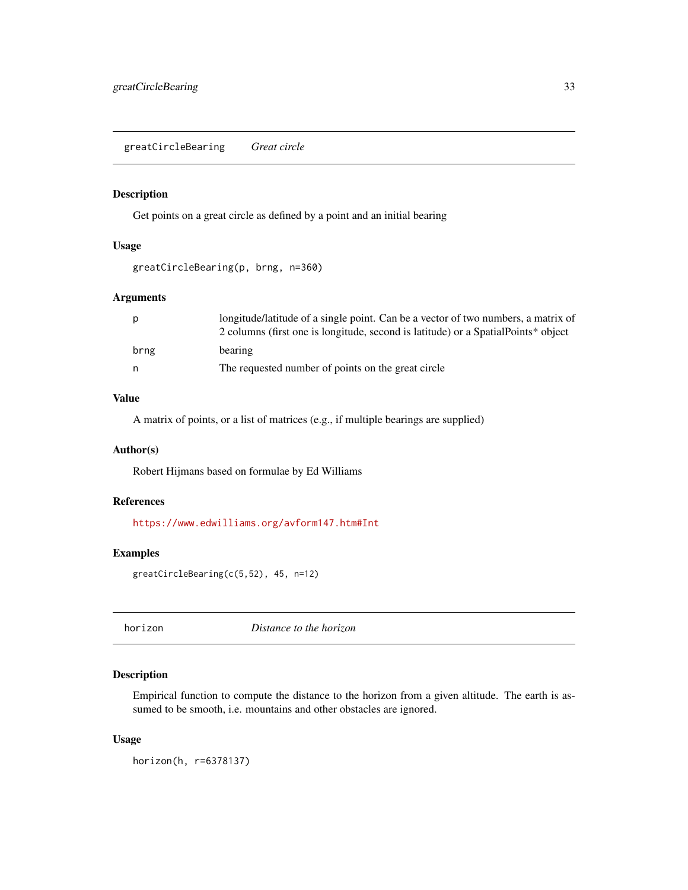## greatCircleBearing *Great circle*

### Description

Get points on a great circle as defined by a point and an initial bearing

### Usage

```
greatCircleBearing(p, brng, n=360)
```

### Arguments

| | |
|---|---|
| p | longitude/latitude of a single point. Can be a vector of two numbers, a matrix of 2 columns (first one is longitude, second is latitude) or a SpatialPoints* object |
| brng | bearing |
| n | The requested number of points on the great circle |

### Value

A matrix of points, or a list of matrices (e.g., if multiple bearings are supplied)

### Author(s)

Robert Hijmans based on formulae by Ed Williams

### References

https://www.edwilliams.org/avform147.htm#Int

### Examples

```
greatCircleBearing(c(5,52), 45, n=12)
```

## horizon *Distance to the horizon*

### Description

Empirical function to compute the distance to the horizon from a given altitude. The earth is assumed to be smooth, i.e. mountains and other obstacles are ignored.

### Usage

```
horizon(h, r=6378137)
```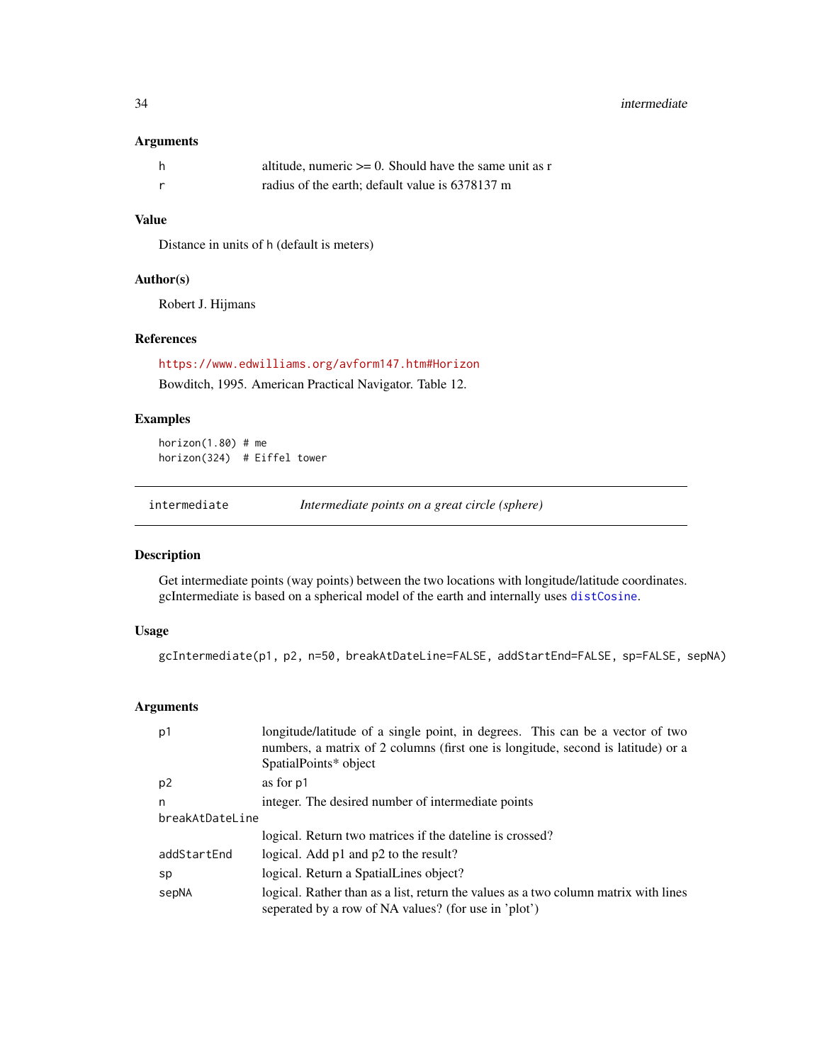### Arguments

| | |
|---|---|
| h | altitude, numeric >= 0. Should have the same unit as r |
| r | radius of the earth; default value is 6378137 m |

### Value

Distance in units of h (default is meters)

### Author(s)

Robert J. Hijmans

### References

https://www.edwilliams.org/avform147.htm#Horizon

Bowditch, 1995. American Practical Navigator. Table 12.

### Examples

```
horizon(1.80) # me
horizon(324)  # Eiffel tower
```

---

## intermediate — *Intermediate points on a great circle (sphere)*

---

### Description

Get intermediate points (way points) between the two locations with longitude/latitude coordinates. gcIntermediate is based on a spherical model of the earth and internally uses distCosine.

### Usage

```
gcIntermediate(p1, p2, n=50, breakAtDateLine=FALSE, addStartEnd=FALSE, sp=FALSE, sepNA)
```

### Arguments

| | |
|---|---|
| p1 | longitude/latitude of a single point, in degrees. This can be a vector of two numbers, a matrix of 2 columns (first one is longitude, second is latitude) or a SpatialPoints* object |
| p2 | as for p1 |
| n | integer. The desired number of intermediate points |
| breakAtDateLine | logical. Return two matrices if the dateline is crossed? |
| addStartEnd | logical. Add p1 and p2 to the result? |
| sp | logical. Return a SpatialLines object? |
| sepNA | logical. Rather than as a list, return the values as a two column matrix with lines seperated by a row of NA values? (for use in 'plot') |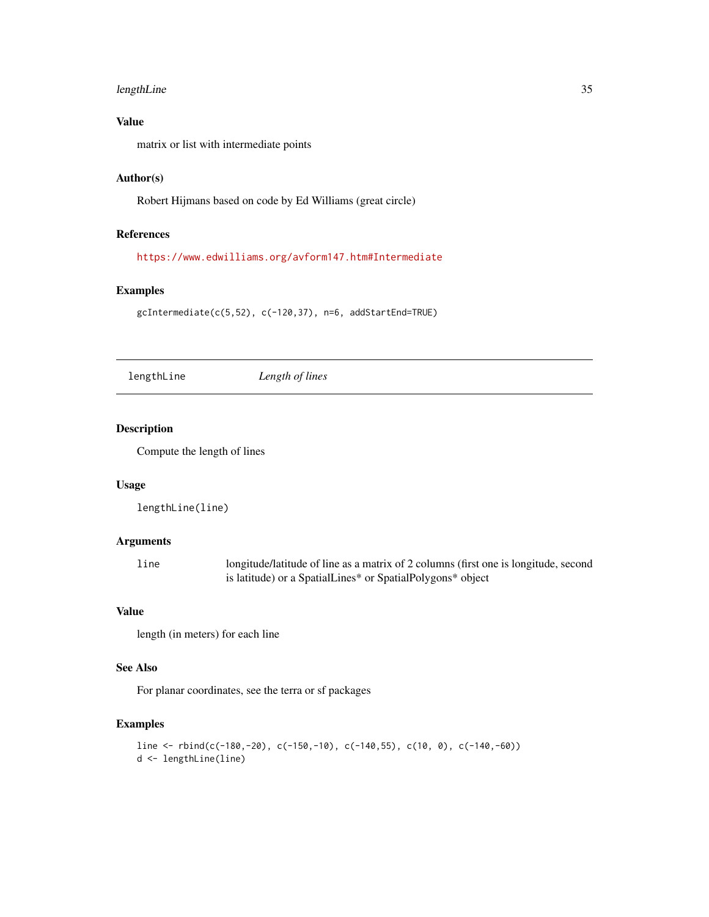## Value

matrix or list with intermediate points

## Author(s)

Robert Hijmans based on code by Ed Williams (great circle)

## References

https://www.edwilliams.org/avform147.htm#Intermediate

## Examples

```
gcIntermediate(c(5,52), c(-120,37), n=6, addStartEnd=TRUE)
```

---

# lengthLine *Length of lines*

## Description

Compute the length of lines

## Usage

```
lengthLine(line)
```

## Arguments

| | |
|---|---|
| line | longitude/latitude of line as a matrix of 2 columns (first one is longitude, second is latitude) or a SpatialLines* or SpatialPolygons* object |

## Value

length (in meters) for each line

## See Also

For planar coordinates, see the terra or sf packages

## Examples

```
line <- rbind(c(-180,-20), c(-150,-10), c(-140,55), c(10, 0), c(-140,-60))
d <- lengthLine(line)
```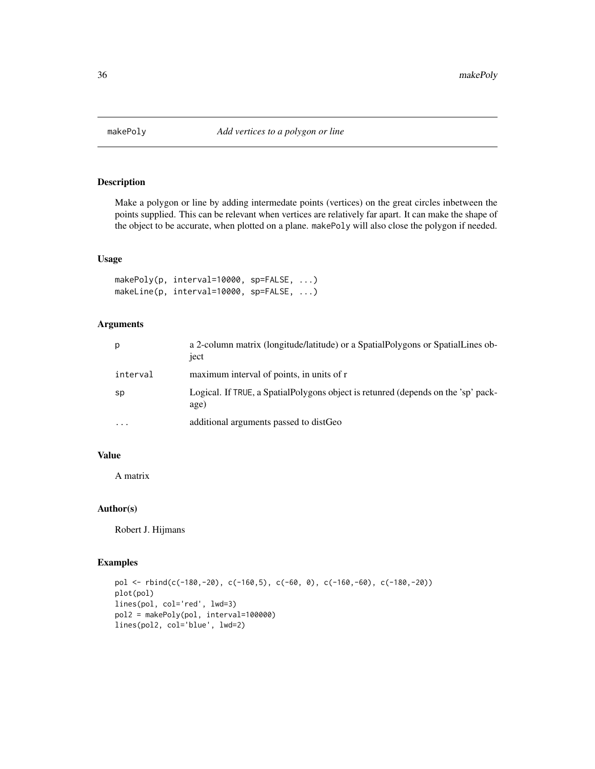# makePoly — *Add vertices to a polygon or line*

## Description

Make a polygon or line by adding intermedate points (vertices) on the great circles inbetween the points supplied. This can be relevant when vertices are relatively far apart. It can make the shape of the object to be accurate, when plotted on a plane. `makePoly` will also close the polygon if needed.

## Usage

```
makePoly(p, interval=10000, sp=FALSE, ...)
makeLine(p, interval=10000, sp=FALSE, ...)
```

## Arguments

| | |
|---|---|
| `p` | a 2-column matrix (longitude/latitude) or a SpatialPolygons or SpatialLines object |
| `interval` | maximum interval of points, in units of r |
| `sp` | Logical. If `TRUE`, a SpatialPolygons object is retunred (depends on the 'sp' package) |
| `...` | additional arguments passed to distGeo |

## Value

A matrix

## Author(s)

Robert J. Hijmans

## Examples

```
pol <- rbind(c(-180,-20), c(-160,5), c(-60, 0), c(-160,-60), c(-180,-20))
plot(pol)
lines(pol, col='red', lwd=3)
pol2 = makePoly(pol, interval=100000)
lines(pol2, col='blue', lwd=2)
```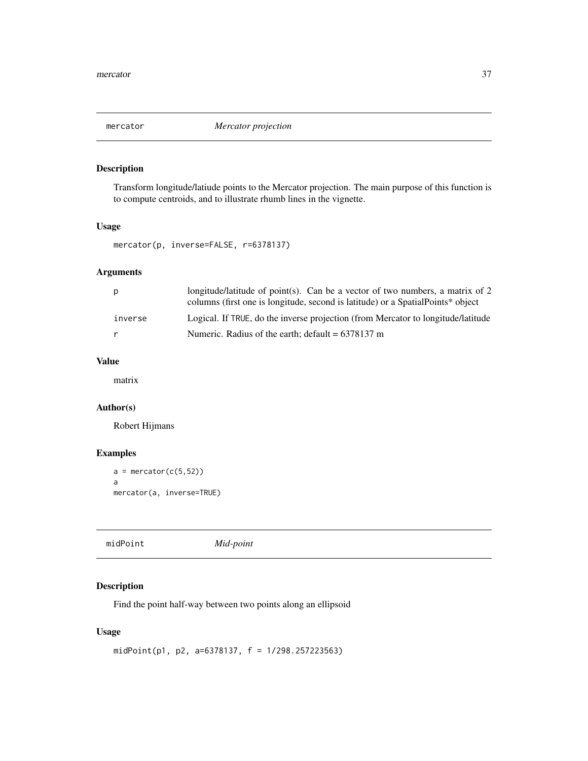## mercator — *Mercator projection*

### Description

Transform longitude/latiude points to the Mercator projection. The main purpose of this function is to compute centroids, and to illustrate rhumb lines in the vignette.

### Usage

```
mercator(p, inverse=FALSE, r=6378137)
```

### Arguments

| | |
|---|---|
| `p` | longitude/latitude of point(s). Can be a vector of two numbers, a matrix of 2 columns (first one is longitude, second is latitude) or a SpatialPoints* object |
| `inverse` | Logical. If `TRUE`, do the inverse projection (from Mercator to longitude/latitude |
| `r` | Numeric. Radius of the earth; default = 6378137 m |

### Value

matrix

### Author(s)

Robert Hijmans

### Examples

```
a = mercator(c(5,52))
a
mercator(a, inverse=TRUE)
```

## midPoint — *Mid-point*

### Description

Find the point half-way between two points along an ellipsoid

### Usage

```
midPoint(p1, p2, a=6378137, f = 1/298.257223563)
```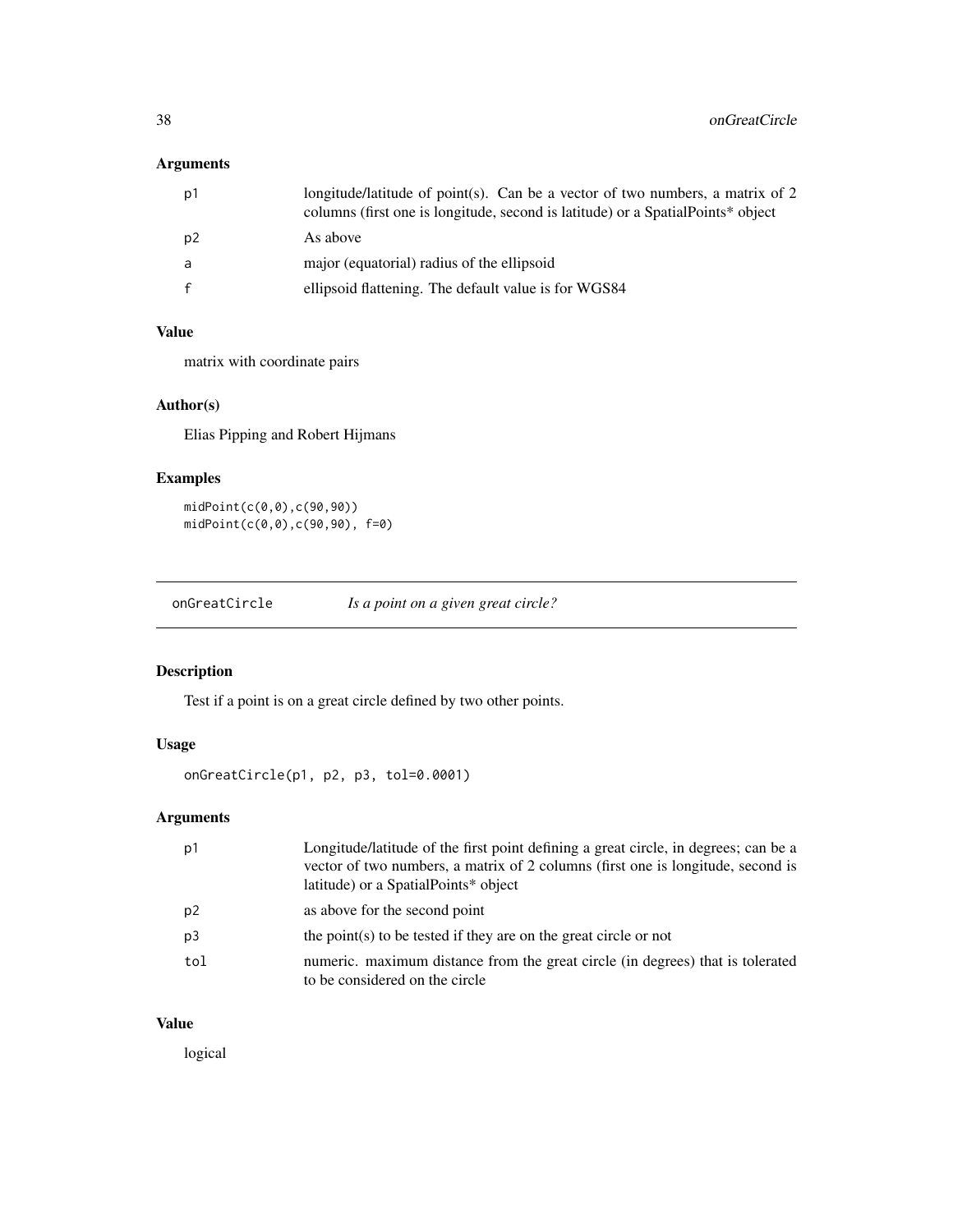### Arguments

| | |
|---|---|
| p1 | longitude/latitude of point(s). Can be a vector of two numbers, a matrix of 2 columns (first one is longitude, second is latitude) or a SpatialPoints* object |
| p2 | As above |
| a | major (equatorial) radius of the ellipsoid |
| f | ellipsoid flattening. The default value is for WGS84 |

### Value

matrix with coordinate pairs

### Author(s)

Elias Pipping and Robert Hijmans

### Examples

```
midPoint(c(0,0),c(90,90))
midPoint(c(0,0),c(90,90), f=0)
```

---

## onGreatCircle *Is a point on a given great circle?*

---

### Description

Test if a point is on a great circle defined by two other points.

### Usage

```
onGreatCircle(p1, p2, p3, tol=0.0001)
```

### Arguments

| | |
|---|---|
| p1 | Longitude/latitude of the first point defining a great circle, in degrees; can be a vector of two numbers, a matrix of 2 columns (first one is longitude, second is latitude) or a SpatialPoints* object |
| p2 | as above for the second point |
| p3 | the point(s) to be tested if they are on the great circle or not |
| tol | numeric. maximum distance from the great circle (in degrees) that is tolerated to be considered on the circle |

### Value

logical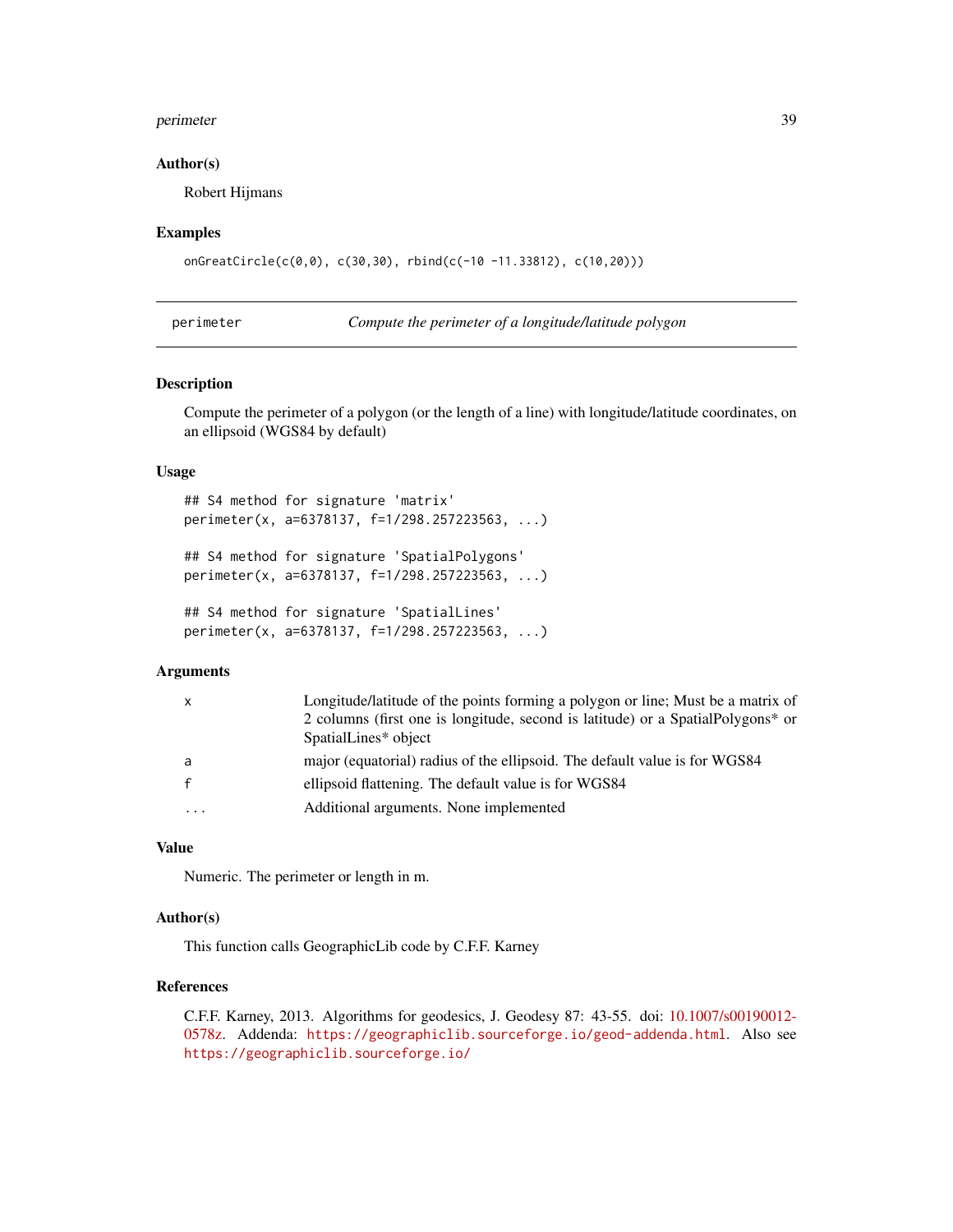### Author(s)

Robert Hijmans

### Examples

```
onGreatCircle(c(0,0), c(30,30), rbind(c(-10 -11.33812), c(10,20)))
```

---

## perimeter — *Compute the perimeter of a longitude/latitude polygon*

---

### Description

Compute the perimeter of a polygon (or the length of a line) with longitude/latitude coordinates, on an ellipsoid (WGS84 by default)

### Usage

```
## S4 method for signature 'matrix'
perimeter(x, a=6378137, f=1/298.257223563, ...)

## S4 method for signature 'SpatialPolygons'
perimeter(x, a=6378137, f=1/298.257223563, ...)

## S4 method for signature 'SpatialLines'
perimeter(x, a=6378137, f=1/298.257223563, ...)
```

### Arguments

| | |
|---|---|
| x | Longitude/latitude of the points forming a polygon or line; Must be a matrix of 2 columns (first one is longitude, second is latitude) or a SpatialPolygons* or SpatialLines* object |
| a | major (equatorial) radius of the ellipsoid. The default value is for WGS84 |
| f | ellipsoid flattening. The default value is for WGS84 |
| ... | Additional arguments. None implemented |

### Value

Numeric. The perimeter or length in m.

### Author(s)

This function calls GeographicLib code by C.F.F. Karney

### References

C.F.F. Karney, 2013. Algorithms for geodesics, J. Geodesy 87: 43-55. doi: 10.1007/s00190012-0578z. Addenda: https://geographiclib.sourceforge.io/geod-addenda.html. Also see https://geographiclib.sourceforge.io/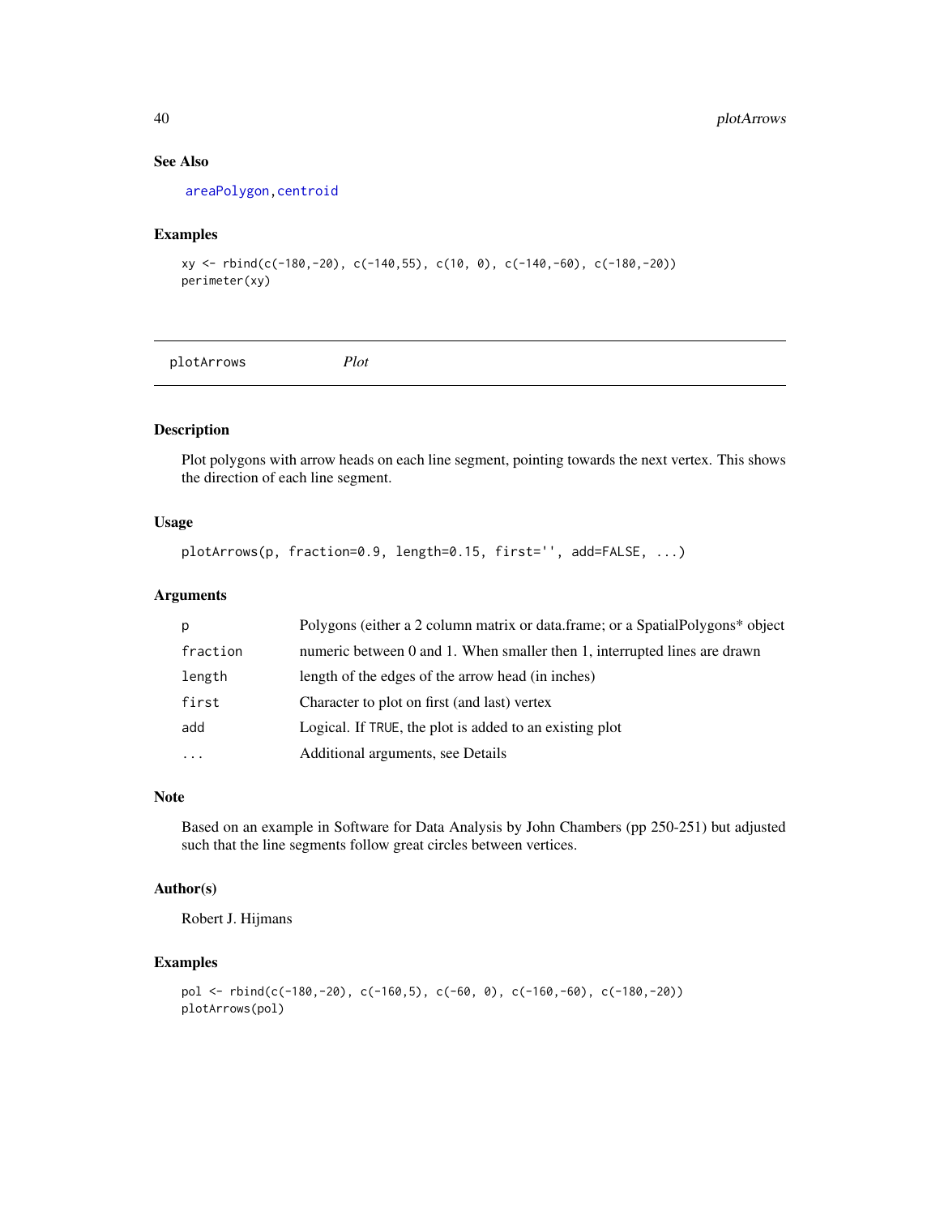### See Also

areaPolygon, centroid

### Examples

```
xy <- rbind(c(-180,-20), c(-140,55), c(10, 0), c(-140,-60), c(-180,-20))
perimeter(xy)
```

---

## plotArrows *Plot*

---

### Description

Plot polygons with arrow heads on each line segment, pointing towards the next vertex. This shows the direction of each line segment.

### Usage

```
plotArrows(p, fraction=0.9, length=0.15, first='', add=FALSE, ...)
```

### Arguments

| | |
|---|---|
| p | Polygons (either a 2 column matrix or data.frame; or a SpatialPolygons* object |
| fraction | numeric between 0 and 1. When smaller then 1, interrupted lines are drawn |
| length | length of the edges of the arrow head (in inches) |
| first | Character to plot on first (and last) vertex |
| add | Logical. If TRUE, the plot is added to an existing plot |
| ... | Additional arguments, see Details |

### Note

Based on an example in Software for Data Analysis by John Chambers (pp 250-251) but adjusted such that the line segments follow great circles between vertices.

### Author(s)

Robert J. Hijmans

### Examples

```
pol <- rbind(c(-180,-20), c(-160,5), c(-60, 0), c(-160,-60), c(-180,-20))
plotArrows(pol)
```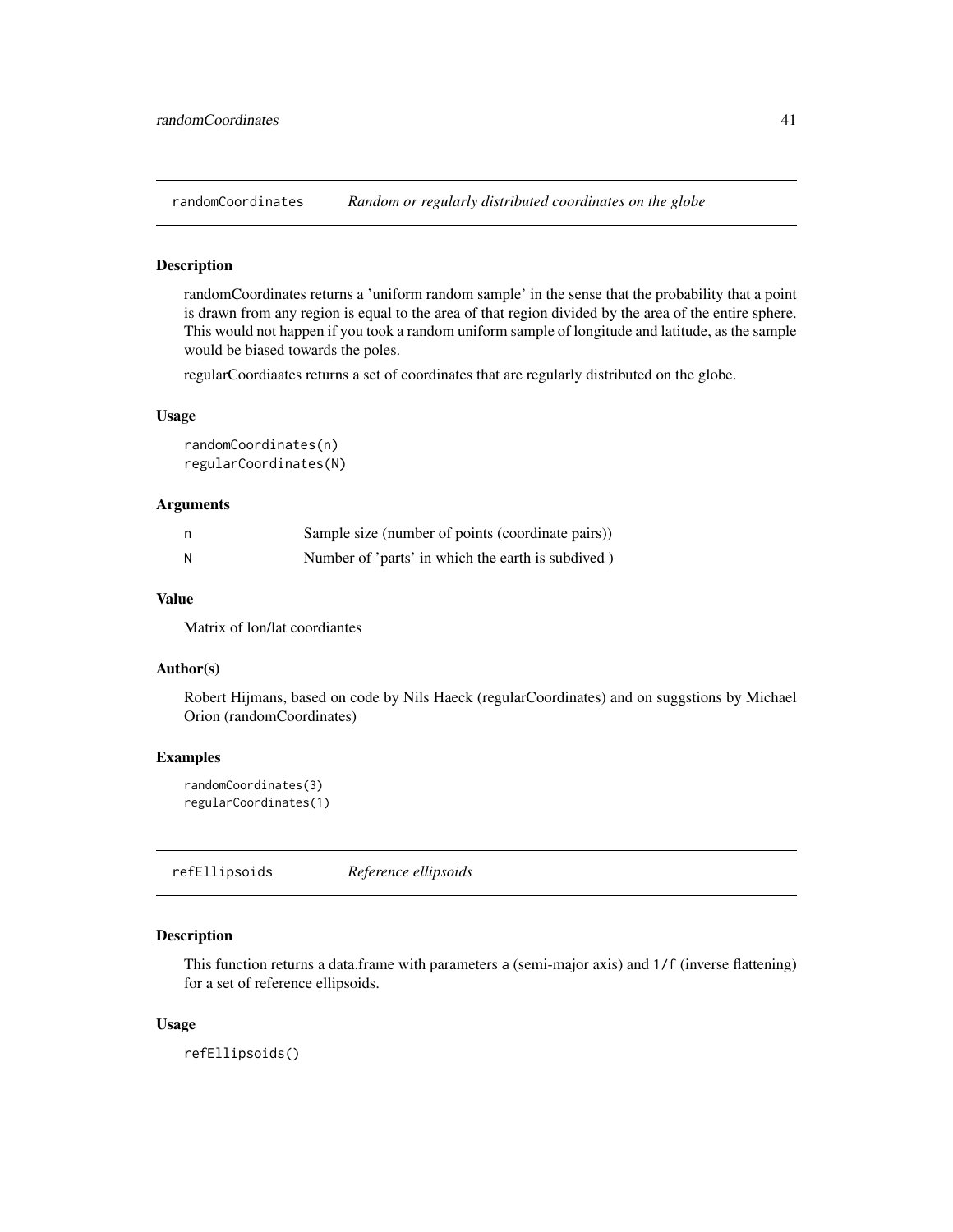## randomCoordinates *Random or regularly distributed coordinates on the globe*

### Description

randomCoordinates returns a 'uniform random sample' in the sense that the probability that a point is drawn from any region is equal to the area of that region divided by the area of the entire sphere. This would not happen if you took a random uniform sample of longitude and latitude, as the sample would be biased towards the poles.

regularCoordiaates returns a set of coordinates that are regularly distributed on the globe.

### Usage

```
randomCoordinates(n)
regularCoordinates(N)
```

### Arguments

| | |
|---|---|
| n | Sample size (number of points (coordinate pairs)) |
| N | Number of 'parts' in which the earth is subdived ) |

### Value

Matrix of lon/lat coordiantes

### Author(s)

Robert Hijmans, based on code by Nils Haeck (regularCoordinates) and on suggstions by Michael Orion (randomCoordinates)

### Examples

```
randomCoordinates(3)
regularCoordinates(1)
```

## refEllipsoids *Reference ellipsoids*

### Description

This function returns a data.frame with parameters `a` (semi-major axis) and `1/f` (inverse flattening) for a set of reference ellipsoids.

### Usage

```
refEllipsoids()
```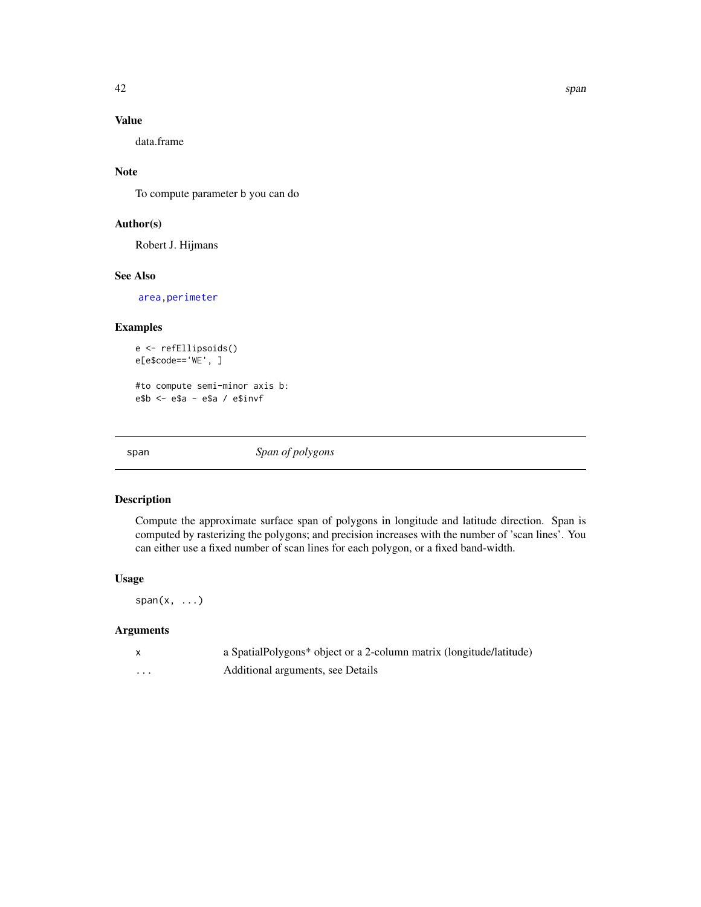## Value

data.frame

## Note

To compute parameter b you can do

## Author(s)

Robert J. Hijmans

## See Also

area, perimeter

## Examples

```
e <- refEllipsoids()
e[e$code=='WE', ]

#to compute semi-minor axis b:
e$b <- e$a - e$a / e$invf
```

---

# span — *Span of polygons*

## Description

Compute the approximate surface span of polygons in longitude and latitude direction. Span is computed by rasterizing the polygons; and precision increases with the number of 'scan lines'. You can either use a fixed number of scan lines for each polygon, or a fixed band-width.

## Usage

```
span(x, ...)
```

## Arguments

| | |
|---|---|
| x | a SpatialPolygons* object or a 2-column matrix (longitude/latitude) |
| ... | Additional arguments, see Details |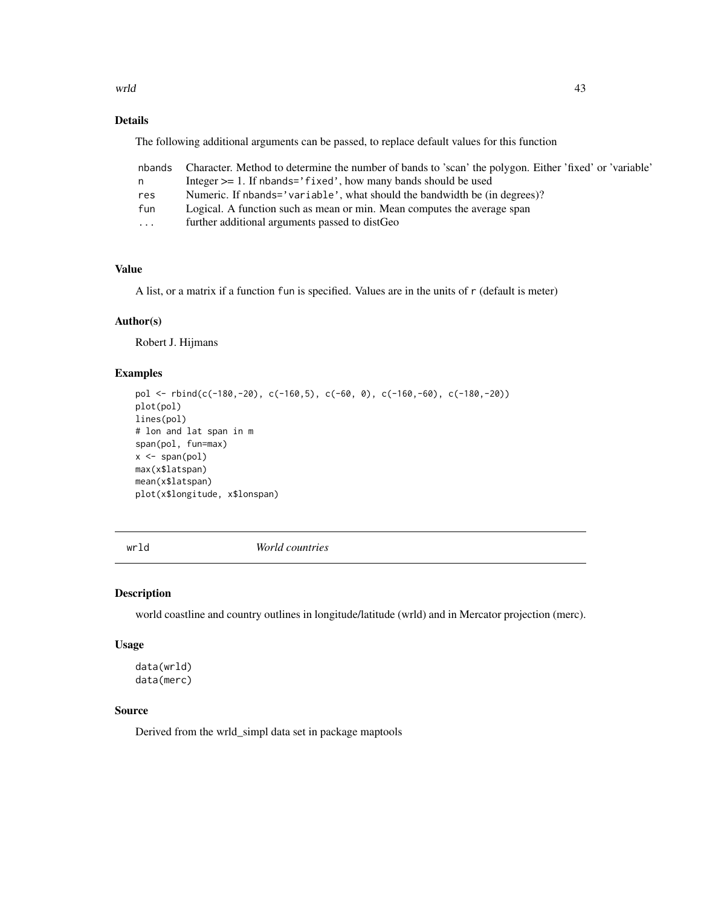### Details

The following additional arguments can be passed, to replace default values for this function

| | |
|---|---|
| nbands | Character. Method to determine the number of bands to 'scan' the polygon. Either 'fixed' or 'variable' |
| n | Integer >= 1. If nbands='fixed', how many bands should be used |
| res | Numeric. If nbands='variable', what should the bandwidth be (in degrees)? |
| fun | Logical. A function such as mean or min. Mean computes the average span |
| ... | further additional arguments passed to distGeo |

### Value

A list, or a matrix if a function fun is specified. Values are in the units of r (default is meter)

### Author(s)

Robert J. Hijmans

### Examples

```
pol <- rbind(c(-180,-20), c(-160,5), c(-60, 0), c(-160,-60), c(-180,-20))
plot(pol)
lines(pol)
# lon and lat span in m
span(pol, fun=max)
x <- span(pol)
max(x$latspan)
mean(x$latspan)
plot(x$longitude, x$lonspan)
```

---

## wrld — *World countries*

### Description

world coastline and country outlines in longitude/latitude (wrld) and in Mercator projection (merc).

### Usage

```
data(wrld)
data(merc)
```

### Source

Derived from the wrld_simpl data set in package maptools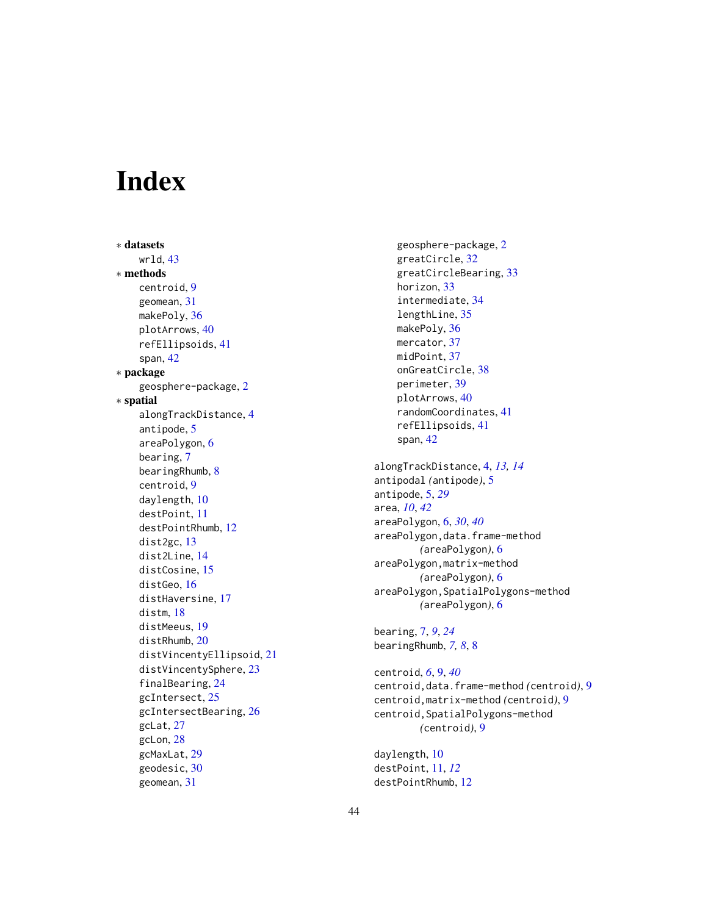# Index

∗ **datasets**
  wrld, 43
∗ **methods**
  centroid, 9
  geomean, 31
  makePoly, 36
  plotArrows, 40
  refEllipsoids, 41
  span, 42
∗ **package**
  geosphere-package, 2
∗ **spatial**
  alongTrackDistance, 4
  antipode, 5
  areaPolygon, 6
  bearing, 7
  bearingRhumb, 8
  centroid, 9
  daylength, 10
  destPoint, 11
  destPointRhumb, 12
  dist2gc, 13
  dist2Line, 14
  distCosine, 15
  distGeo, 16
  distHaversine, 17
  distm, 18
  distMeeus, 19
  distRhumb, 20
  distVincentyEllipsoid, 21
  distVincentySphere, 23
  finalBearing, 24
  gcIntersect, 25
  gcIntersectBearing, 26
  gcLat, 27
  gcLon, 28
  gcMaxLat, 29
  geodesic, 30
  geomean, 31
  geosphere-package, 2
  greatCircle, 32
  greatCircleBearing, 33
  horizon, 33
  intermediate, 34
  lengthLine, 35
  makePoly, 36
  mercator, 37
  midPoint, 37
  onGreatCircle, 38
  perimeter, 39
  plotArrows, 40
  randomCoordinates, 41
  refEllipsoids, 41
  span, 42

alongTrackDistance, 4, *13, 14*
antipodal *(antipode)*, 5
antipode, 5, *29*
area, *10*, *42*
areaPolygon, 6, *30*, *40*
areaPolygon,data.frame-method *(areaPolygon)*, 6
areaPolygon,matrix-method *(areaPolygon)*, 6
areaPolygon,SpatialPolygons-method *(areaPolygon)*, 6

bearing, 7, *9*, *24*
bearingRhumb, *7, 8*, 8

centroid, *6*, 9, *40*
centroid,data.frame-method *(centroid)*, 9
centroid,matrix-method *(centroid)*, 9
centroid,SpatialPolygons-method *(centroid)*, 9

daylength, 10
destPoint, 11, *12*
destPointRhumb, 12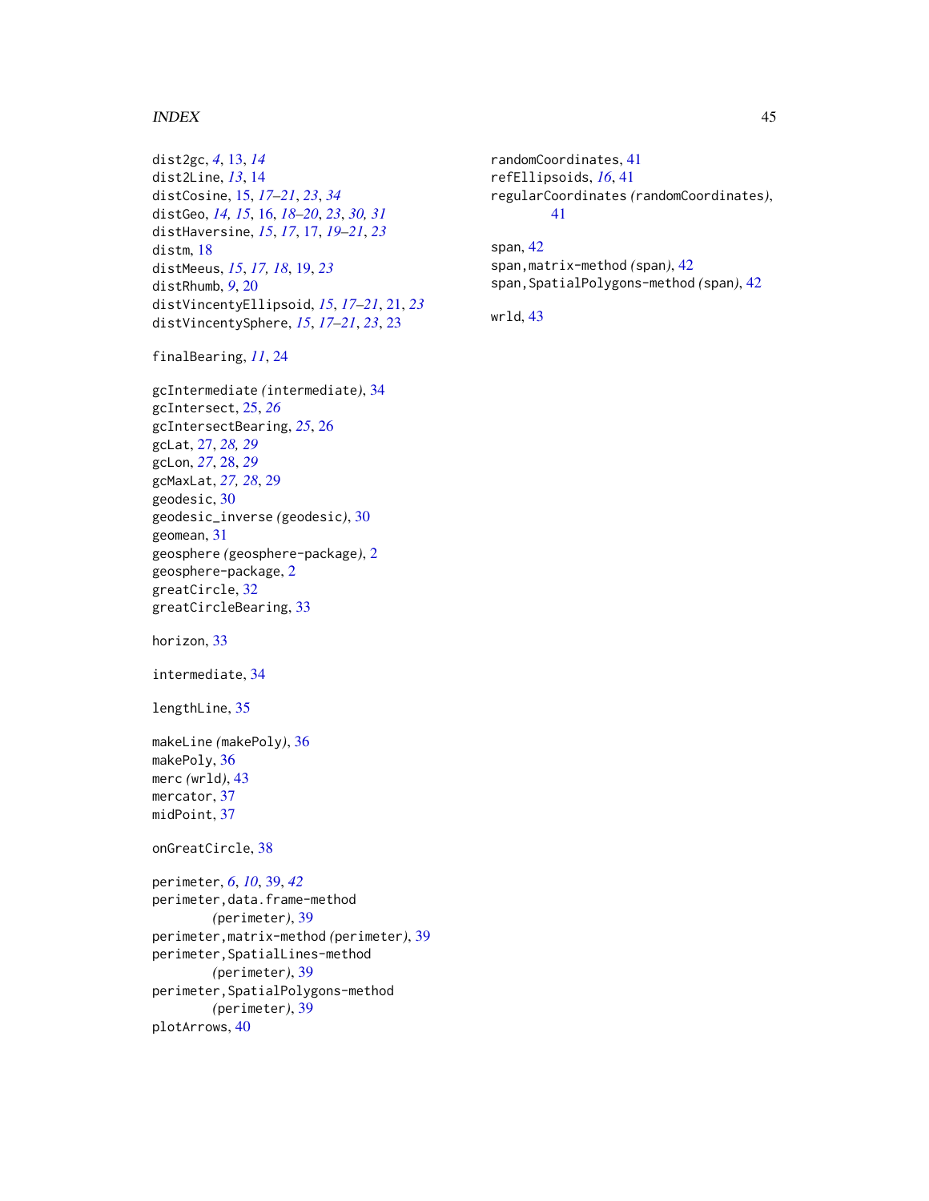dist2gc, *4*, 13, *14*
dist2Line, *13*, 14
distCosine, 15, *17–21*, *23*, *34*
distGeo, *14, 15*, 16, *18–20*, *23*, *30, 31*
distHaversine, *15*, *17*, 17, *19–21*, *23*
distm, 18
distMeeus, *15*, *17, 18*, 19, *23*
distRhumb, *9*, 20
distVincentyEllipsoid, *15*, *17–21*, 21, *23*
distVincentySphere, *15*, *17–21*, *23*, 23

finalBearing, *11*, 24

gcIntermediate *(*intermediate*)*, 34
gcIntersect, 25, *26*
gcIntersectBearing, *25*, 26
gcLat, 27, *28, 29*
gcLon, *27*, 28, *29*
gcMaxLat, *27, 28*, 29
geodesic, 30
geodesic_inverse *(*geodesic*)*, 30
geomean, 31
geosphere *(*geosphere-package*)*, 2
geosphere-package, 2
greatCircle, 32
greatCircleBearing, 33

horizon, 33

intermediate, 34

lengthLine, 35

makeLine *(*makePoly*)*, 36
makePoly, 36
merc *(*wrld*)*, 43
mercator, 37
midPoint, 37

onGreatCircle, 38

perimeter, *6*, *10*, 39, *42*
perimeter,data.frame-method *(*perimeter*)*, 39
perimeter,matrix-method *(*perimeter*)*, 39
perimeter,SpatialLines-method *(*perimeter*)*, 39
perimeter,SpatialPolygons-method *(*perimeter*)*, 39
plotArrows, 40

randomCoordinates, 41
refEllipsoids, *16*, 41
regularCoordinates *(*randomCoordinates*)*, 41

span, 42
span,matrix-method *(*span*)*, 42
span,SpatialPolygons-method *(*span*)*, 42

wrld, 43